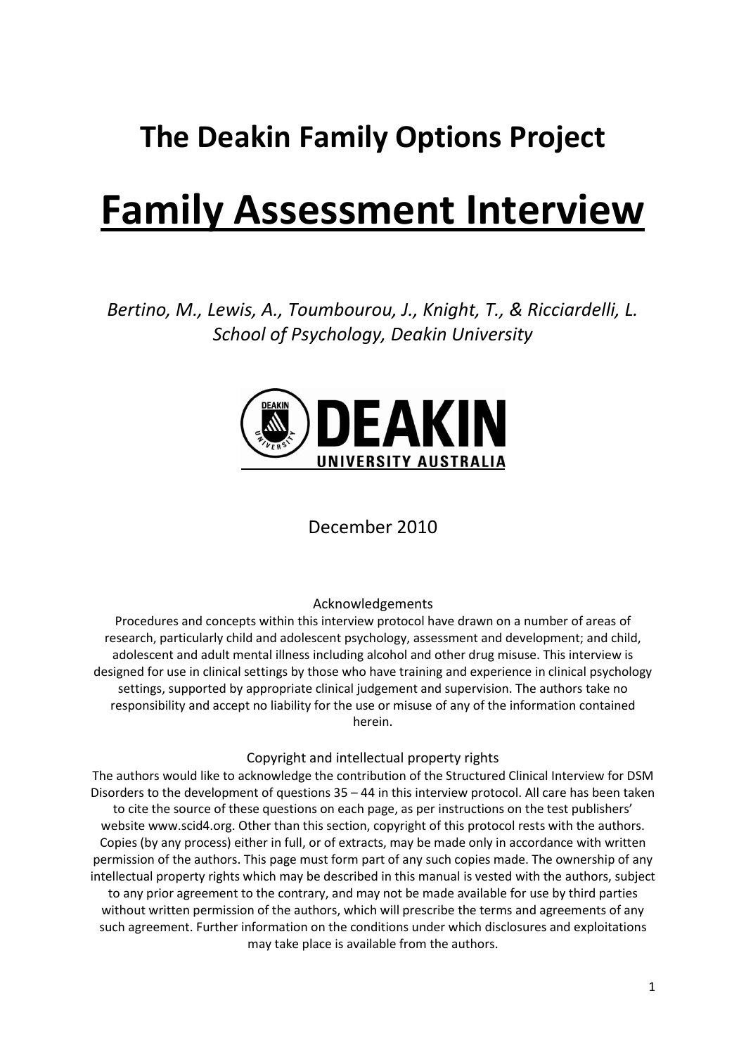# The Deakin Family Options Project

# Family Assessment Interview

*Bertino, M., Lewis, A., Toumbourou, J., Knight, T., & Ricciardelli, L.*
*School of Psychology, Deakin University*

DEAKIN UNIVERSITY AUSTRALIA

December 2010

Acknowledgements

Procedures and concepts within this interview protocol have drawn on a number of areas of research, particularly child and adolescent psychology, assessment and development; and child, adolescent and adult mental illness including alcohol and other drug misuse. This interview is designed for use in clinical settings by those who have training and experience in clinical psychology settings, supported by appropriate clinical judgement and supervision. The authors take no responsibility and accept no liability for the use or misuse of any of the information contained herein.

Copyright and intellectual property rights

The authors would like to acknowledge the contribution of the Structured Clinical Interview for DSM Disorders to the development of questions 35 – 44 in this interview protocol. All care has been taken to cite the source of these questions on each page, as per instructions on the test publishers' website www.scid4.org. Other than this section, copyright of this protocol rests with the authors. Copies (by any process) either in full, or of extracts, may be made only in accordance with written permission of the authors. This page must form part of any such copies made. The ownership of any intellectual property rights which may be described in this manual is vested with the authors, subject to any prior agreement to the contrary, and may not be made available for use by third parties without written permission of the authors, which will prescribe the terms and agreements of any such agreement. Further information on the conditions under which disclosures and exploitations may take place is available from the authors.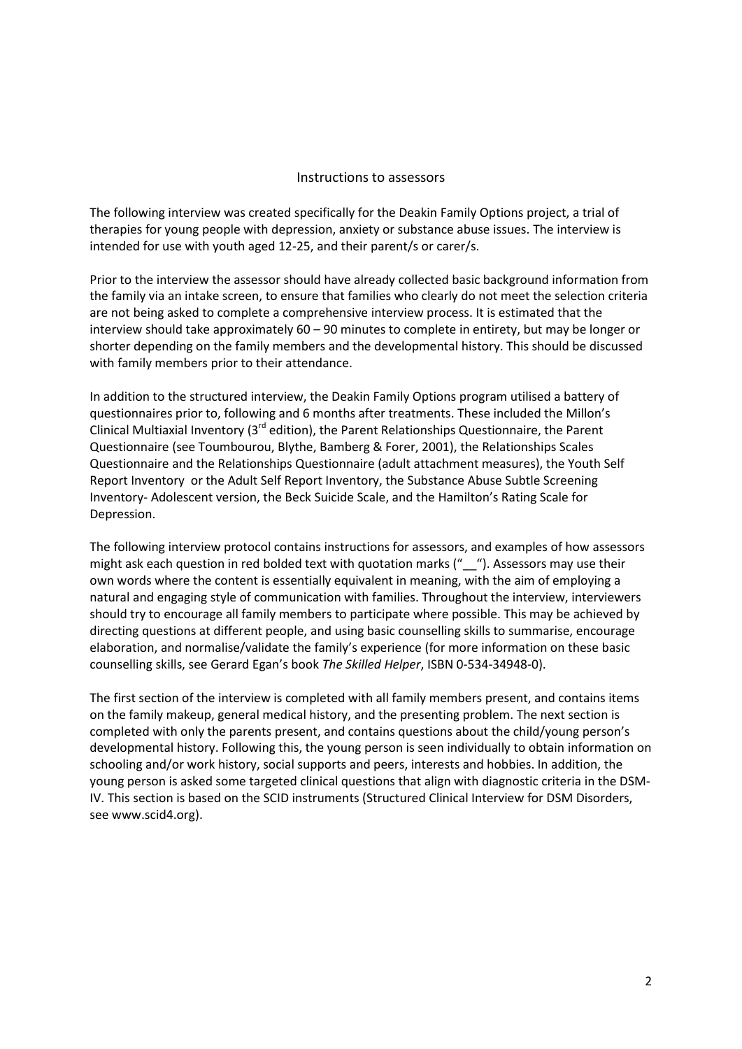## Instructions to assessors

The following interview was created specifically for the Deakin Family Options project, a trial of therapies for young people with depression, anxiety or substance abuse issues. The interview is intended for use with youth aged 12-25, and their parent/s or carer/s.

Prior to the interview the assessor should have already collected basic background information from the family via an intake screen, to ensure that families who clearly do not meet the selection criteria are not being asked to complete a comprehensive interview process. It is estimated that the interview should take approximately 60 – 90 minutes to complete in entirety, but may be longer or shorter depending on the family members and the developmental history. This should be discussed with family members prior to their attendance.

In addition to the structured interview, the Deakin Family Options program utilised a battery of questionnaires prior to, following and 6 months after treatments. These included the Millon's Clinical Multiaxial Inventory (3rd edition), the Parent Relationships Questionnaire, the Parent Questionnaire (see Toumbourou, Blythe, Bamberg & Forer, 2001), the Relationships Scales Questionnaire and the Relationships Questionnaire (adult attachment measures), the Youth Self Report Inventory or the Adult Self Report Inventory, the Substance Abuse Subtle Screening Inventory- Adolescent version, the Beck Suicide Scale, and the Hamilton's Rating Scale for Depression.

The following interview protocol contains instructions for assessors, and examples of how assessors might ask each question in red bolded text with quotation marks ("__"). Assessors may use their own words where the content is essentially equivalent in meaning, with the aim of employing a natural and engaging style of communication with families. Throughout the interview, interviewers should try to encourage all family members to participate where possible. This may be achieved by directing questions at different people, and using basic counselling skills to summarise, encourage elaboration, and normalise/validate the family's experience (for more information on these basic counselling skills, see Gerard Egan's book *The Skilled Helper*, ISBN 0-534-34948-0).

The first section of the interview is completed with all family members present, and contains items on the family makeup, general medical history, and the presenting problem. The next section is completed with only the parents present, and contains questions about the child/young person's developmental history. Following this, the young person is seen individually to obtain information on schooling and/or work history, social supports and peers, interests and hobbies. In addition, the young person is asked some targeted clinical questions that align with diagnostic criteria in the DSM-IV. This section is based on the SCID instruments (Structured Clinical Interview for DSM Disorders, see www.scid4.org).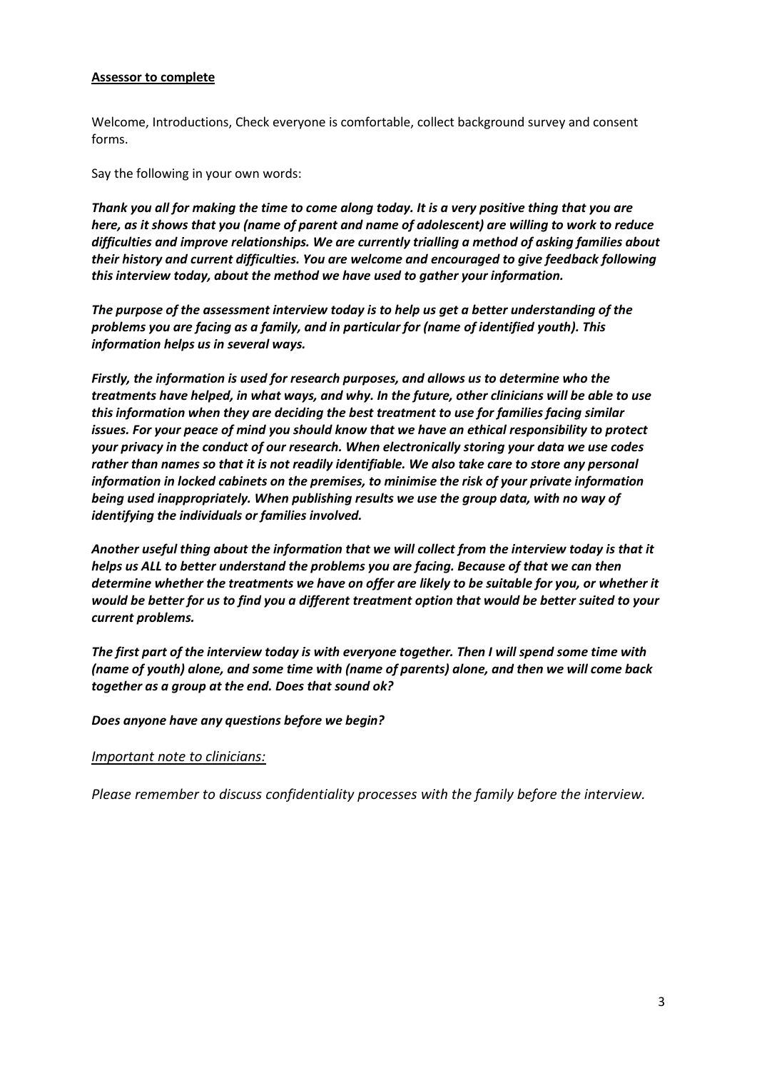**<u>Assessor to complete</u>**

Welcome, Introductions, Check everyone is comfortable, collect background survey and consent forms.

Say the following in your own words:

***Thank you all for making the time to come along today. It is a very positive thing that you are here, as it shows that you (name of parent and name of adolescent) are willing to work to reduce difficulties and improve relationships. We are currently trialling a method of asking families about their history and current difficulties. You are welcome and encouraged to give feedback following this interview today, about the method we have used to gather your information.***

***The purpose of the assessment interview today is to help us get a better understanding of the problems you are facing as a family, and in particular for (name of identified youth). This information helps us in several ways.***

***Firstly, the information is used for research purposes, and allows us to determine who the treatments have helped, in what ways, and why. In the future, other clinicians will be able to use this information when they are deciding the best treatment to use for families facing similar issues. For your peace of mind you should know that we have an ethical responsibility to protect your privacy in the conduct of our research. When electronically storing your data we use codes rather than names so that it is not readily identifiable. We also take care to store any personal information in locked cabinets on the premises, to minimise the risk of your private information being used inappropriately. When publishing results we use the group data, with no way of identifying the individuals or families involved.***

***Another useful thing about the information that we will collect from the interview today is that it helps us ALL to better understand the problems you are facing. Because of that we can then determine whether the treatments we have on offer are likely to be suitable for you, or whether it would be better for us to find you a different treatment option that would be better suited to your current problems.***

***The first part of the interview today is with everyone together. Then I will spend some time with (name of youth) alone, and some time with (name of parents) alone, and then we will come back together as a group at the end. Does that sound ok?***

***Does anyone have any questions before we begin?***

*<u>Important note to clinicians:</u>*

*Please remember to discuss confidentiality processes with the family before the interview.*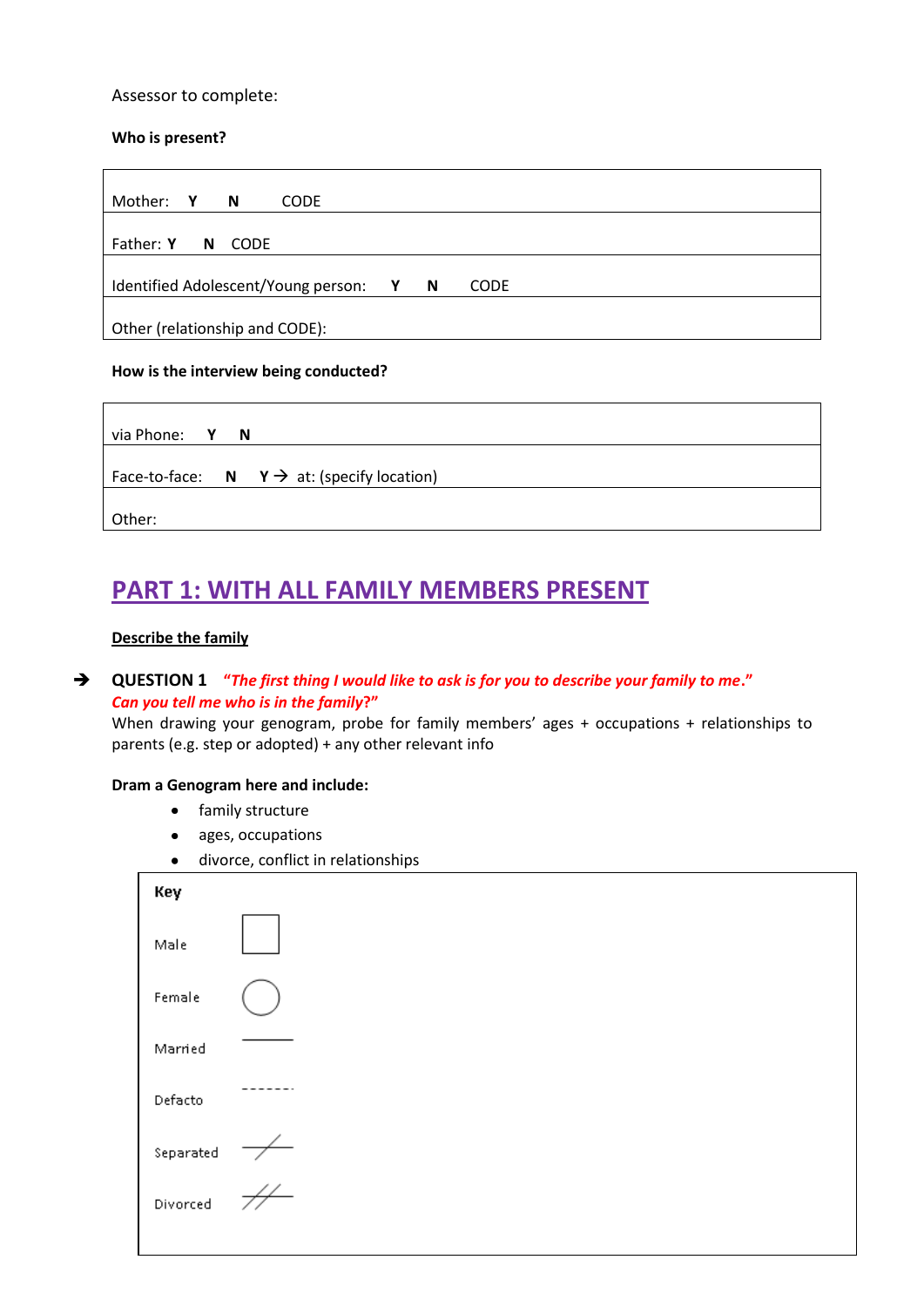Assessor to complete:

**Who is present?**

| |
|---|
| Mother: **Y** **N** CODE |
| Father: **Y** **N** CODE |
| Identified Adolescent/Young person: **Y** **N** CODE |
| Other (relationship and CODE): |

**How is the interview being conducted?**

| |
|---|
| via Phone: **Y** **N** |
| Face-to-face: **N** **Y** → at: (specify location) |
| Other: |

## PART 1: WITH ALL FAMILY MEMBERS PRESENT

**Describe the family**

➔ **QUESTION 1** ***"The first thing I would like to ask is for you to describe your family to me." Can you tell me who is in the family?"***

When drawing your genogram, probe for family members' ages + occupations + relationships to parents (e.g. step or adopted) + any other relevant info

**Dram a Genogram here and include:**

- family structure
- ages, occupations
- divorce, conflict in relationships

**Key**

| | |
|---|---|
| Male | □ (square) |
| Female | ○ (circle) |
| Married | ——— (solid line) |
| Defacto | - - - - - (dashed line) |
| Separated | —/— (line with one slash) |
| Divorced | —//— (line with two slashes) |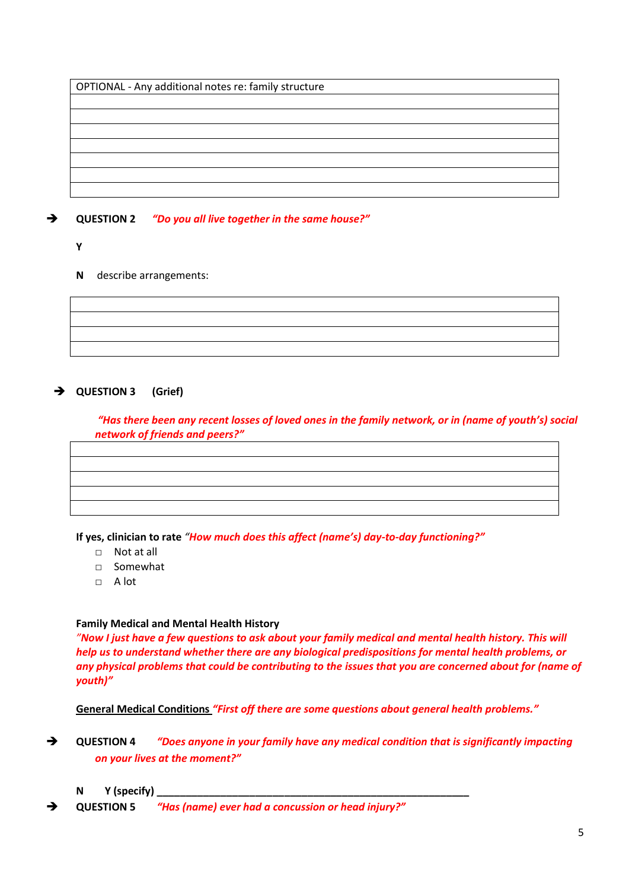| OPTIONAL - Any additional notes re: family structure |
| --- |
| |
| |
| |
| |
| |
| |

➔ **QUESTION 2** ***"Do you all live together in the same house?"***

**Y**

**N** describe arrangements:

| |
| --- |
| |
| |
| |

➔ **QUESTION 3** **(Grief)**

***"Has there been any recent losses of loved ones in the family network, or in (name of youth's) social network of friends and peers?"***

| |
| --- |
| |
| |
| |
| |

**If yes, clinician to rate** ***"How much does this affect (name's) day-to-day functioning?"***

- □ Not at all
- □ Somewhat
- □ A lot

**Family Medical and Mental Health History**

***"Now I just have a few questions to ask about your family medical and mental health history. This will help us to understand whether there are any biological predispositions for mental health problems, or any physical problems that could be contributing to the issues that you are concerned about for (name of youth)"***

**General Medical Conditions** ***"First off there are some questions about general health problems."***

➔ **QUESTION 4** ***"Does anyone in your family have any medical condition that is significantly impacting on your lives at the moment?"***

**N** **Y (specify)** ________________________________________________________

➔ **QUESTION 5** ***"Has (name) ever had a concussion or head injury?"***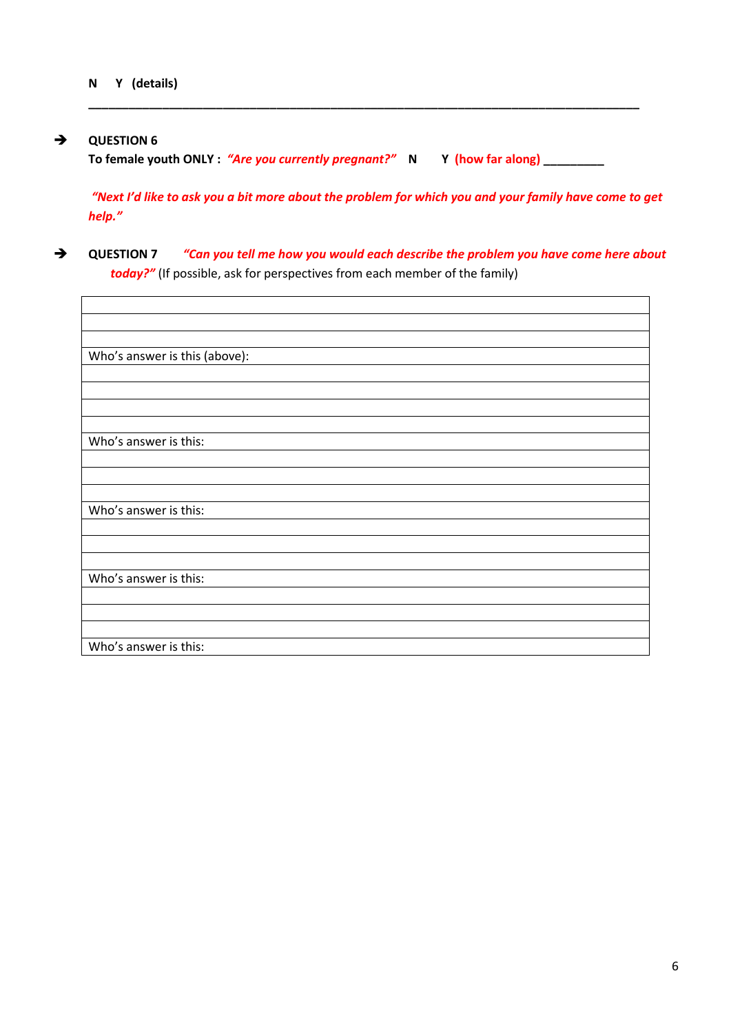**N Y (details)**

________________________________________________________________________________

➔ **QUESTION 6**

**To female youth ONLY :** ***"Are you currently pregnant?"*** **N Y (how far along) _________**

***"Next I'd like to ask you a bit more about the problem for which you and your family have come to get help."***

➔ **QUESTION 7** ***"Can you tell me how you would each describe the problem you have come here about today?"*** (If possible, ask for perspectives from each member of the family)

| |
|---|
| |
| |
| |
| Who's answer is this (above): |
| |
| |
| |
| |
| Who's answer is this: |
| |
| |
| |
| Who's answer is this: |
| |
| |
| |
| Who's answer is this: |
| |
| |
| |
| Who's answer is this: |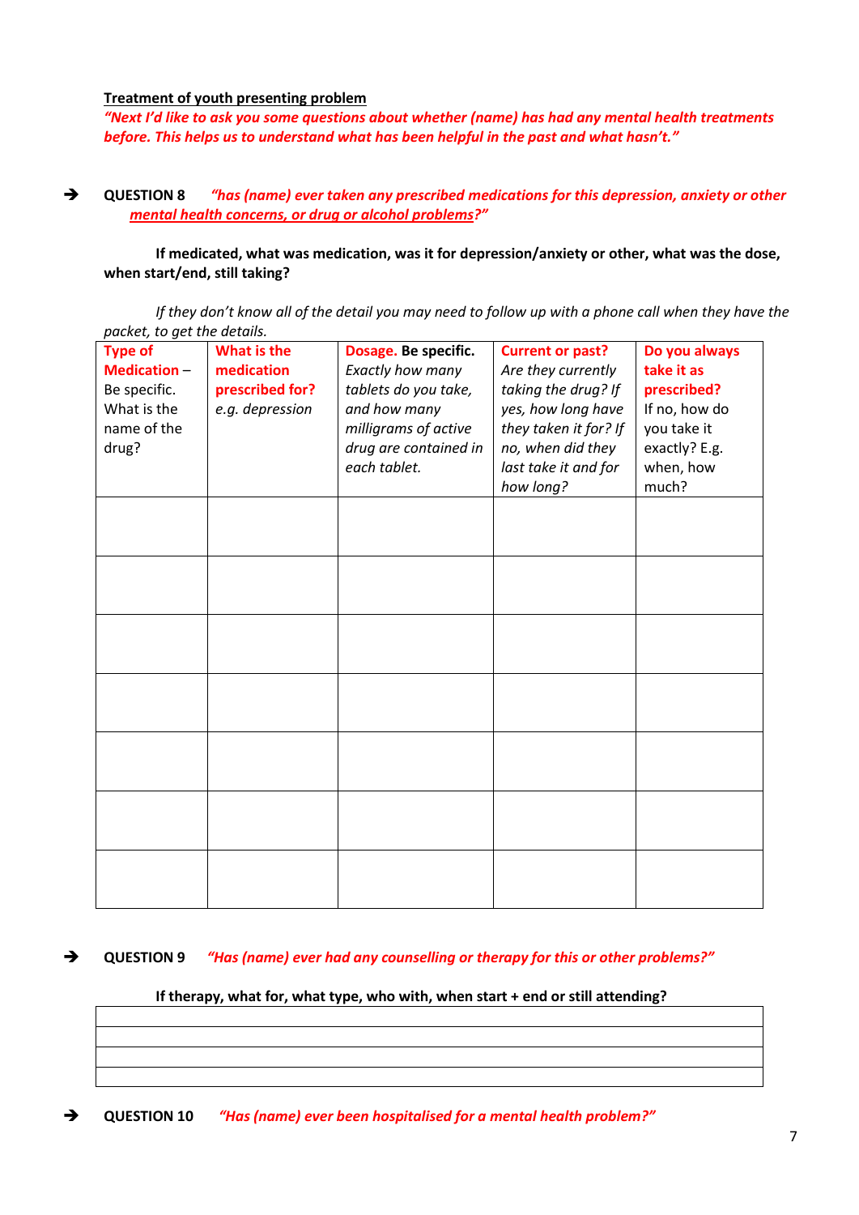**Treatment of youth presenting problem**

***"Next I'd like to ask you some questions about whether (name) has had any mental health treatments before. This helps us to understand what has been helpful in the past and what hasn't."***

➔ **QUESTION 8** ***"has (name) ever taken any prescribed medications for this depression, anxiety or other mental health concerns, or drug or alcohol problems?"***

**If medicated, what was medication, was it for depression/anxiety or other, what was the dose, when start/end, still taking?**

*If they don't know all of the detail you may need to follow up with a phone call when they have the packet, to get the details.*

| **Type of Medication** – Be specific. What is the name of the drug? | **What is the medication prescribed for?** *e.g. depression* | **Dosage. Be specific.** *Exactly how many tablets do you take, and how many milligrams of active drug are contained in each tablet.* | **Current or past?** *Are they currently taking the drug? If yes, how long have they taken it for? If no, when did they last take it and for how long?* | **Do you always take it as prescribed?** If no, how do you take it exactly? E.g. when, how much? |
|---|---|---|---|---|
| | | | | |
| | | | | |
| | | | | |
| | | | | |
| | | | | |
| | | | | |
| | | | | |

➔ **QUESTION 9** ***"Has (name) ever had any counselling or therapy for this or other problems?"***

**If therapy, what for, what type, who with, when start + end or still attending?**

| |
|---|
| |
| |
| |
| |

➔ **QUESTION 10** ***"Has (name) ever been hospitalised for a mental health problem?"***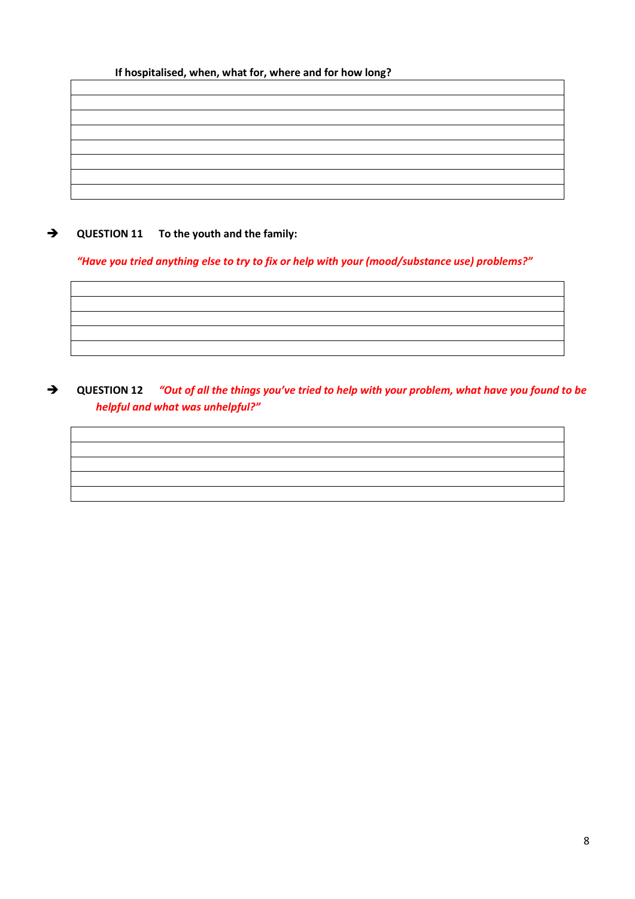**If hospitalised, when, what for, where and for how long?**

| |
|---|
| |
| |
| |
| |
| |
| |
| |

➔ **QUESTION 11 To the youth and the family:**

***"Have you tried anything else to try to fix or help with your (mood/substance use) problems?"***

| |
|---|
| |
| |
| |
| |

➔ **QUESTION 12** ***"Out of all the things you've tried to help with your problem, what have you found to be helpful and what was unhelpful?"***

| |
|---|
| |
| |
| |
| |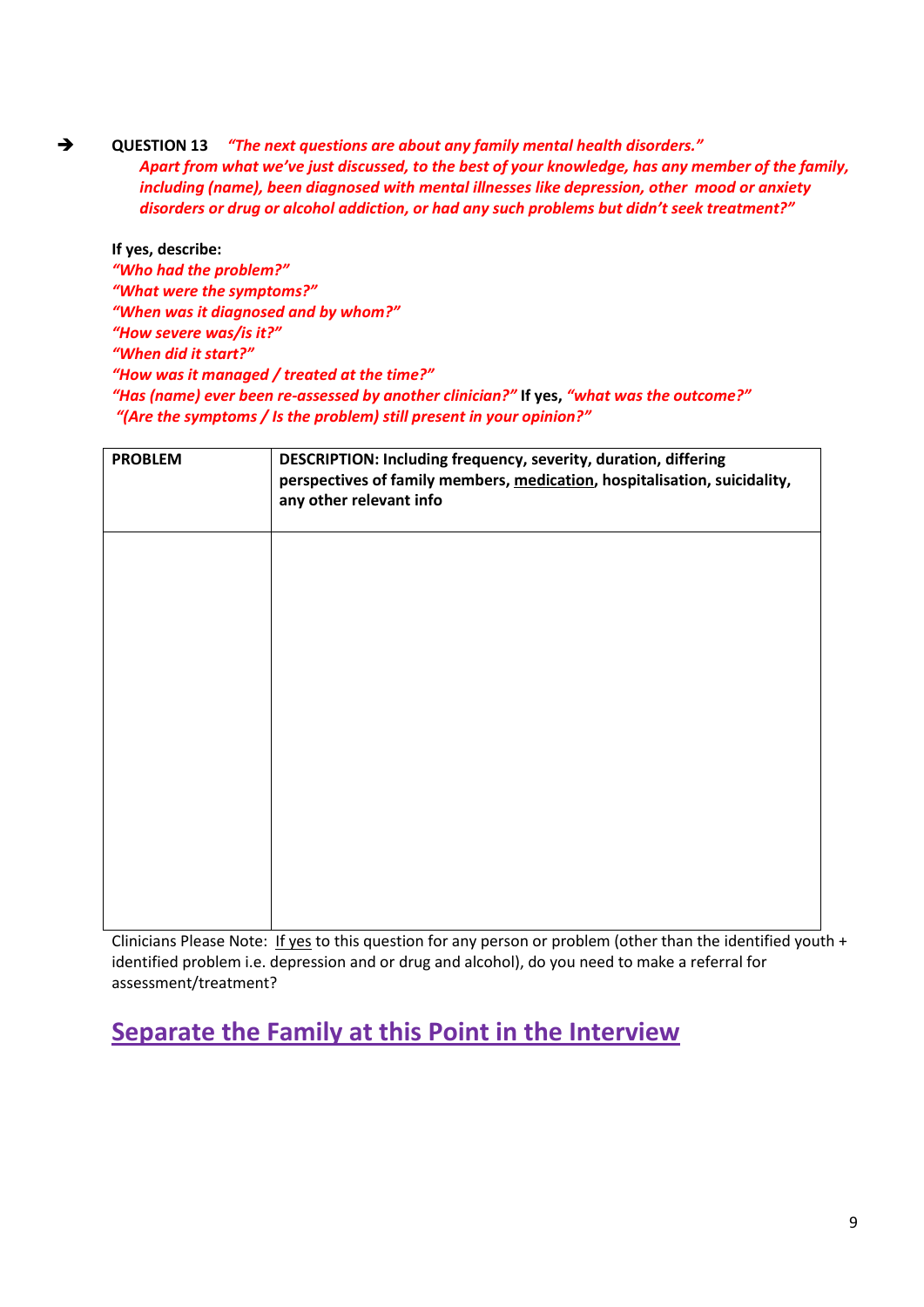➔ **QUESTION 13** ***"The next questions are about any family mental health disorders." Apart from what we've just discussed, to the best of your knowledge, has any member of the family, including (name), been diagnosed with mental illnesses like depression, other mood or anxiety disorders or drug or alcohol addiction, or had any such problems but didn't seek treatment?"***

**If yes, describe:**

***"Who had the problem?"***
***"What were the symptoms?"***
***"When was it diagnosed and by whom?"***
***"How severe was/is it?"***
***"When did it start?"***
***"How was it managed / treated at the time?"***
***"Has (name) ever been re-assessed by another clinician?"*** **If yes,** ***"what was the outcome?"***
***"(Are the symptoms / Is the problem) still present in your opinion?"***

| **PROBLEM** | **DESCRIPTION: Including frequency, severity, duration, differing perspectives of family members, <u>medication</u>, hospitalisation, suicidality, any other relevant info** |
|---|---|
| | |

Clinicians Please Note: <u>If yes</u> to this question for any person or problem (other than the identified youth + identified problem i.e. depression and or drug and alcohol), do you need to make a referral for assessment/treatment?

## <u>Separate the Family at this Point in the Interview</u>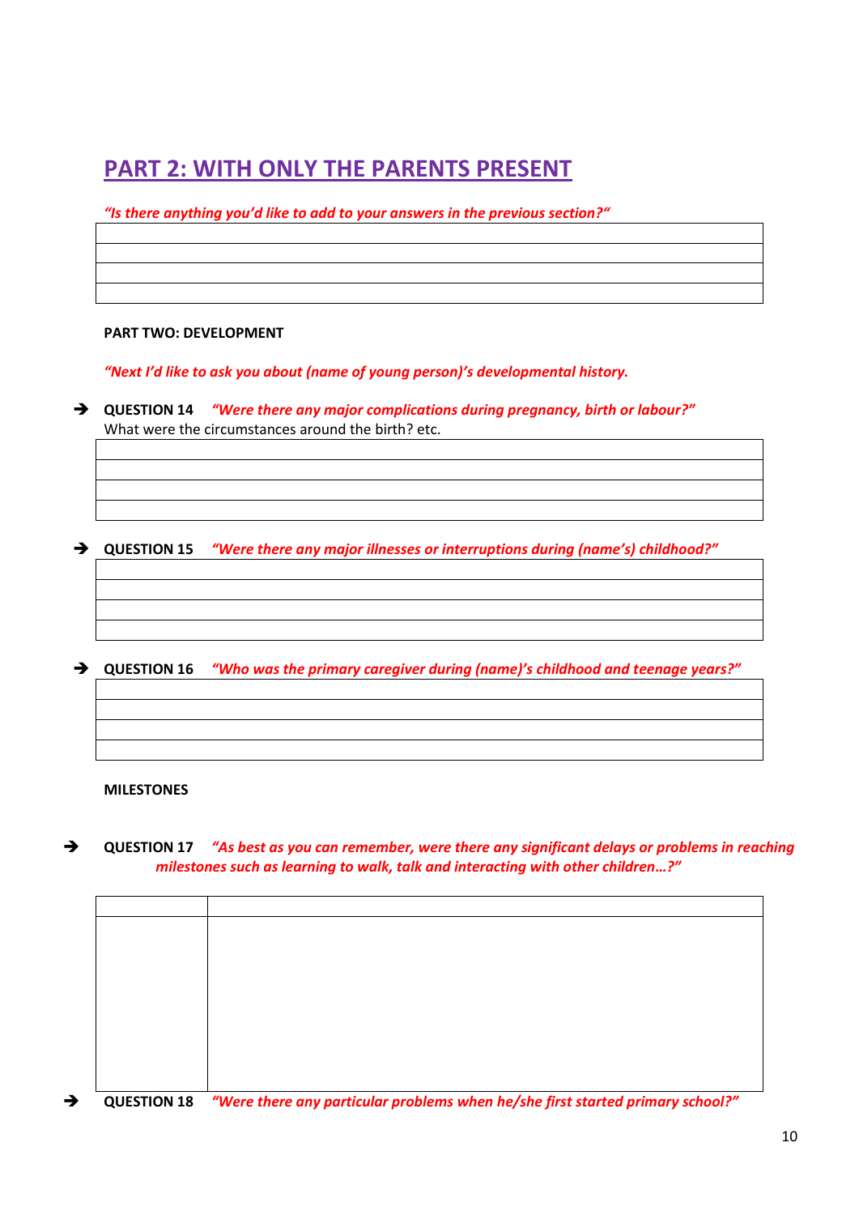## PART 2: WITH ONLY THE PARENTS PRESENT

*"Is there anything you'd like to add to your answers in the previous section?"*

| |
|---|
| |
| |
| |

**PART TWO: DEVELOPMENT**

*"Next I'd like to ask you about (name of young person)'s developmental history.*

➔ **QUESTION 14** *"Were there any major complications during pregnancy, birth or labour?"*
What were the circumstances around the birth? etc.

| |
|---|
| |
| |
| |

➔ **QUESTION 15** *"Were there any major illnesses or interruptions during (name's) childhood?"*

| |
|---|
| |
| |
| |

➔ **QUESTION 16** *"Who was the primary caregiver during (name)'s childhood and teenage years?"*

| |
|---|
| |
| |
| |

**MILESTONES**

➔ **QUESTION 17** *"As best as you can remember, were there any significant delays or problems in reaching milestones such as learning to walk, talk and interacting with other children…?"*

| | |
|---|---|
| | |

➔ **QUESTION 18** *"Were there any particular problems when he/she first started primary school?"*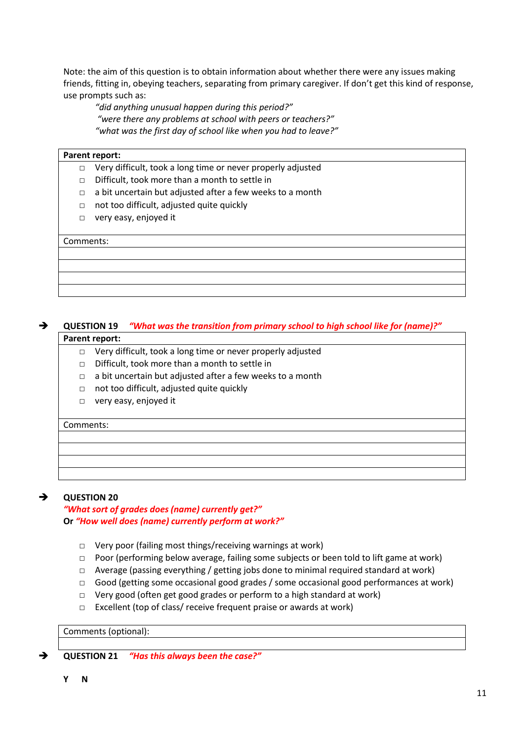Note: the aim of this question is to obtain information about whether there were any issues making friends, fitting in, obeying teachers, separating from primary caregiver. If don't get this kind of response, use prompts such as:

> *"did anything unusual happen during this period?"*
> *"were there any problems at school with peers or teachers?"*
> *"what was the first day of school like when you had to leave?"*

**Parent report:**

- ☐ Very difficult, took a long time or never properly adjusted
- ☐ Difficult, took more than a month to settle in
- ☐ a bit uncertain but adjusted after a few weeks to a month
- ☐ not too difficult, adjusted quite quickly
- ☐ very easy, enjoyed it

Comments:

➔ **QUESTION 19** ***"What was the transition from primary school to high school like for (name)?"***

**Parent report:**

- ☐ Very difficult, took a long time or never properly adjusted
- ☐ Difficult, took more than a month to settle in
- ☐ a bit uncertain but adjusted after a few weeks to a month
- ☐ not too difficult, adjusted quite quickly
- ☐ very easy, enjoyed it

Comments:

➔ **QUESTION 20**

***"What sort of grades does (name) currently get?"***

**Or** ***"How well does (name) currently perform at work?"***

- ☐ Very poor (failing most things/receiving warnings at work)
- ☐ Poor (performing below average, failing some subjects or been told to lift game at work)
- ☐ Average (passing everything / getting jobs done to minimal required standard at work)
- ☐ Good (getting some occasional good grades / some occasional good performances at work)
- ☐ Very good (often get good grades or perform to a high standard at work)
- ☐ Excellent (top of class/ receive frequent praise or awards at work)

Comments (optional):

➔ **QUESTION 21** ***"Has this always been the case?"***

**Y N**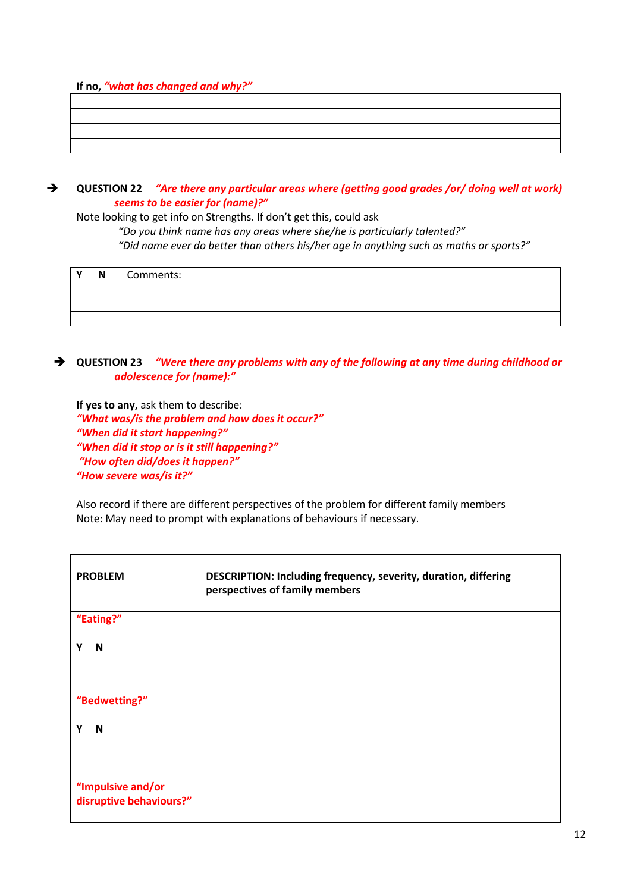**If no,** ***"what has changed and why?"***

| |
|---|
| |
| |
| |
| |

➔ **QUESTION 22** ***"Are there any particular areas where (getting good grades /or/ doing well at work) seems to be easier for (name)?"***

Note looking to get info on Strengths. If don't get this, could ask

*"Do you think name has any areas where she/he is particularly talented?"*

*"Did name ever do better than others his/her age in anything such as maths or sports?"*

| **Y** **N** Comments: |
|---|
| |
| |
| |

➔ **QUESTION 23** ***"Were there any problems with any of the following at any time during childhood or adolescence for (name):"***

**If yes to any,** ask them to describe:

***"What was/is the problem and how does it occur?"***
***"When did it start happening?"***
***"When did it stop or is it still happening?"***
***"How often did/does it happen?"***
***"How severe was/is it?"***

Also record if there are different perspectives of the problem for different family members

Note: May need to prompt with explanations of behaviours if necessary.

| **PROBLEM** | **DESCRIPTION: Including frequency, severity, duration, differing perspectives of family members** |
|---|---|
| **"Eating?"** <br><br> **Y N** | |
| **"Bedwetting?"** <br><br> **Y N** | |
| **"Impulsive and/or disruptive behaviours?"** | |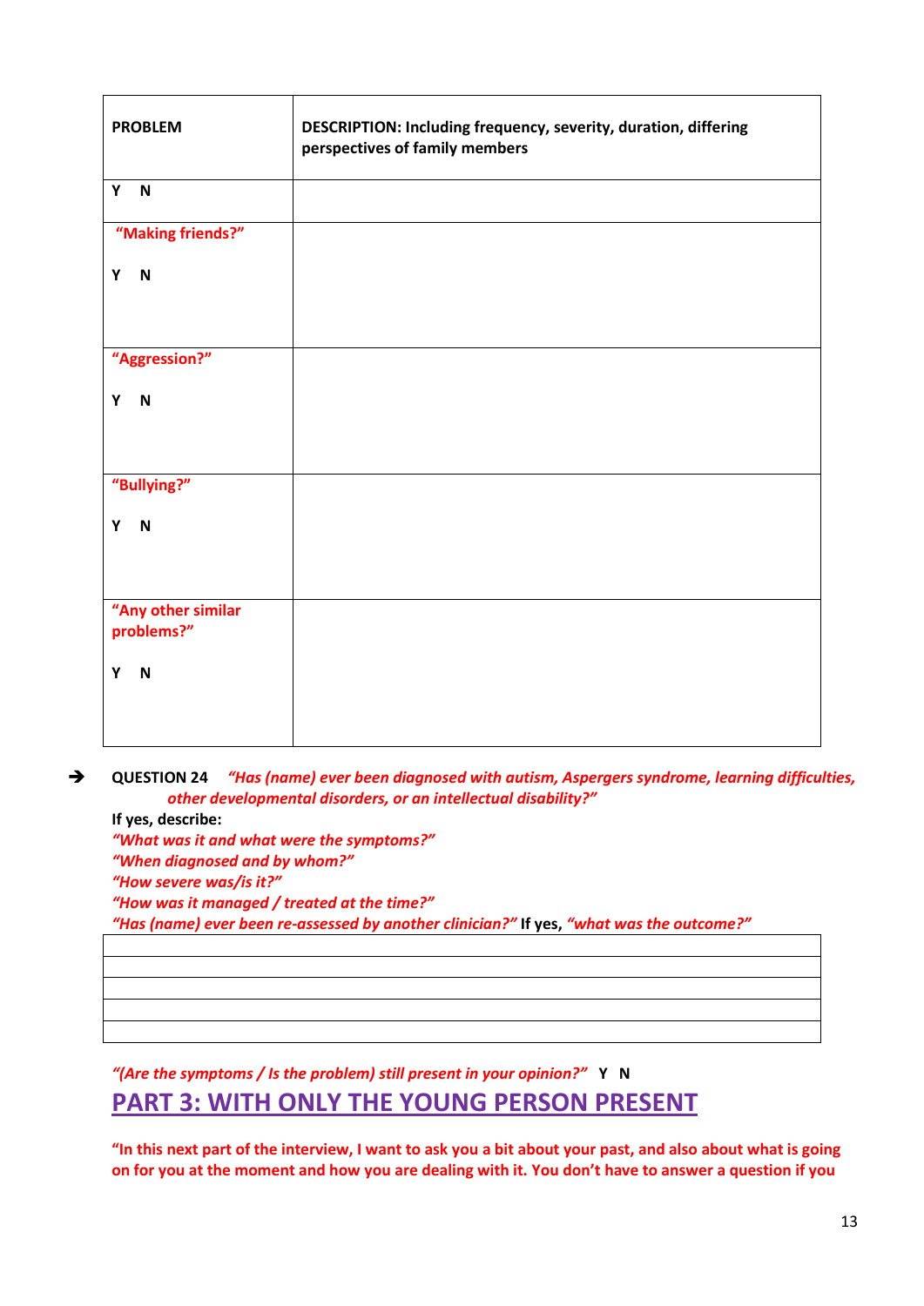| PROBLEM | DESCRIPTION: Including frequency, severity, duration, differing perspectives of family members |
|---|---|
| Y N | |
| "Making friends?" Y N | |
| "Aggression?" Y N | |
| "Bullying?" Y N | |
| "Any other similar problems?" Y N | |

➔ **QUESTION 24** *"Has (name) ever been diagnosed with autism, Aspergers syndrome, learning difficulties, other developmental disorders, or an intellectual disability?"*

**If yes, describe:**

*"What was it and what were the symptoms?"*

*"When diagnosed and by whom?"*

*"How severe was/is it?"*

*"How was it managed / treated at the time?"*

*"Has (name) ever been re-assessed by another clinician?"* **If yes,** *"what was the outcome?"*

| |
|---|
| |
| |
| |
| |

*"(Are the symptoms / Is the problem) still present in your opinion?"* **Y N**

## PART 3: WITH ONLY THE YOUNG PERSON PRESENT

**"In this next part of the interview, I want to ask you a bit about your past, and also about what is going on for you at the moment and how you are dealing with it. You don't have to answer a question if you**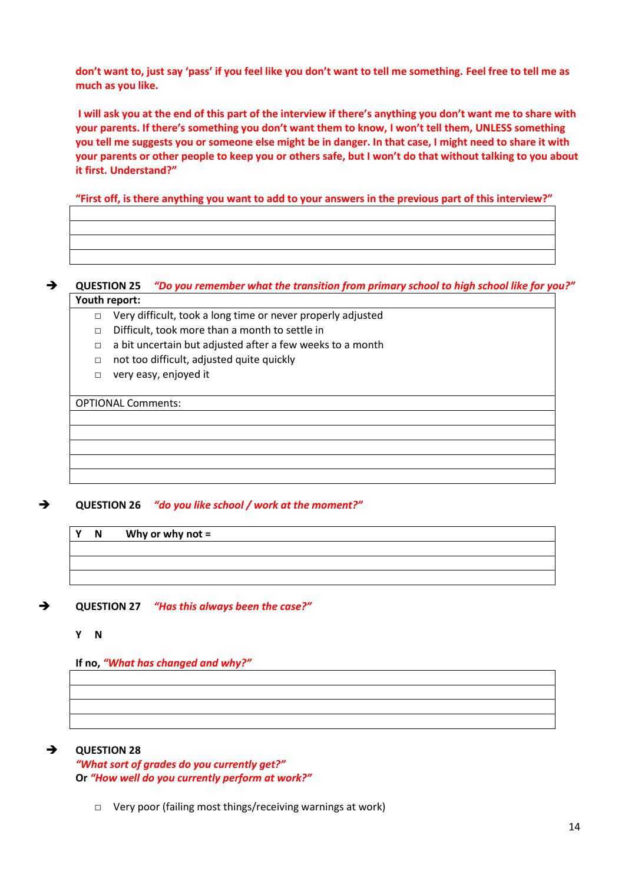**don't want to, just say 'pass' if you feel like you don't want to tell me something. Feel free to tell me as much as you like.**

**I will ask you at the end of this part of the interview if there's anything you don't want me to share with your parents. If there's something you don't want them to know, I won't tell them, UNLESS something you tell me suggests you or someone else might be in danger. In that case, I might need to share it with your parents or other people to keep you or others safe, but I won't do that without talking to you about it first. Understand?"**

**"First off, is there anything you want to add to your answers in the previous part of this interview?"**

| |
|---|
| |
| |
| |

→ **QUESTION 25** ***"Do you remember what the transition from primary school to high school like for you?"***

| **Youth report:** |
|---|
| □ Very difficult, took a long time or never properly adjusted<br>□ Difficult, took more than a month to settle in<br>□ a bit uncertain but adjusted after a few weeks to a month<br>□ not too difficult, adjusted quite quickly<br>□ very easy, enjoyed it |
| OPTIONAL Comments: |
| |
| |
| |
| |
| |

→ **QUESTION 26** ***"do you like school / work at the moment?"***

| **Y N Why or why not =** |
|---|
| |
| |
| |

→ **QUESTION 27** ***"Has this always been the case?"***

**Y N**

**If no,** ***"What has changed and why?"***

| |
|---|
| |
| |
| |

→ **QUESTION 28**
***"What sort of grades do you currently get?"***
**Or** ***"How well do you currently perform at work?"***

- □ Very poor (failing most things/receiving warnings at work)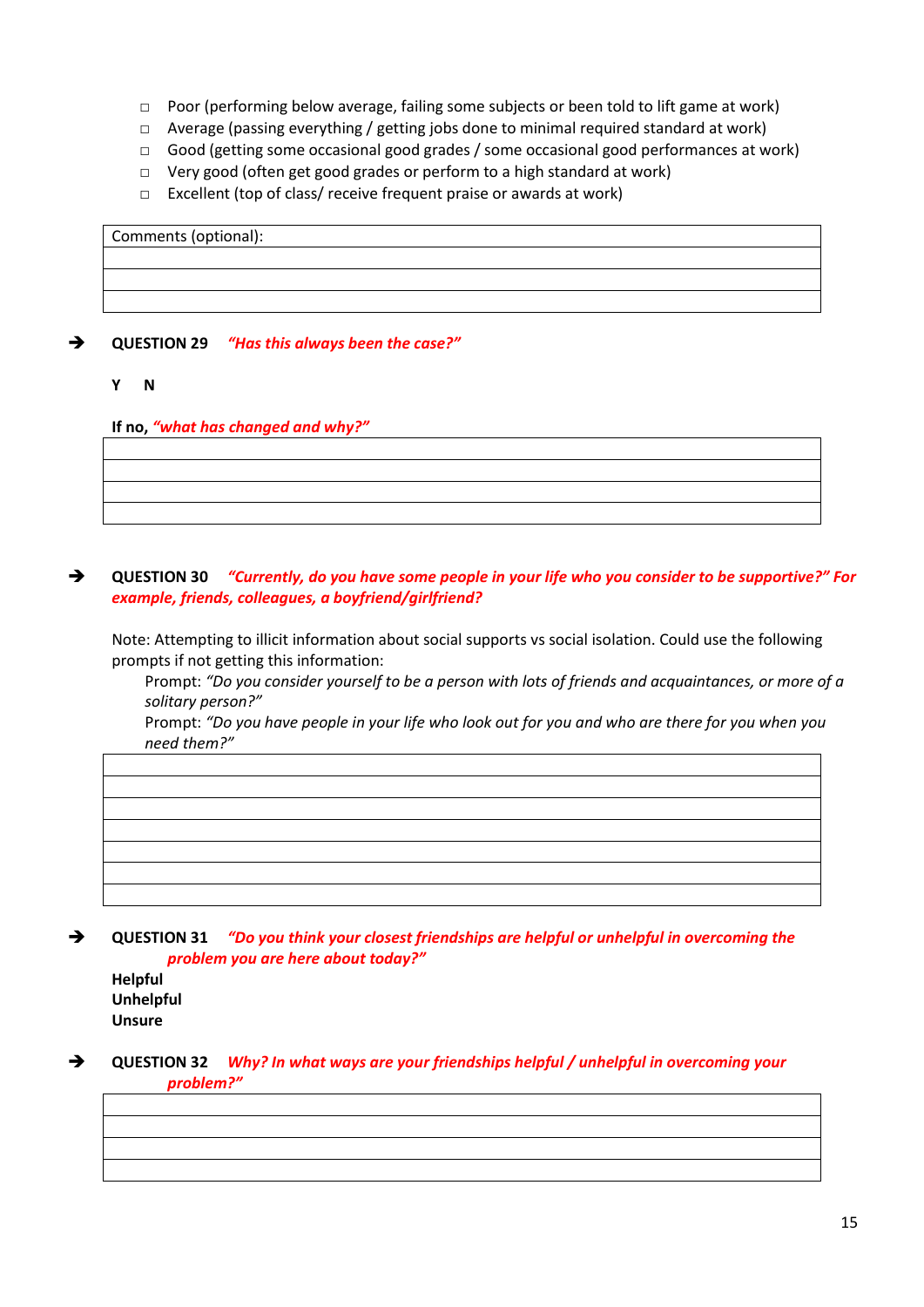- □ Poor (performing below average, failing some subjects or been told to lift game at work)
- □ Average (passing everything / getting jobs done to minimal required standard at work)
- □ Good (getting some occasional good grades / some occasional good performances at work)
- □ Very good (often get good grades or perform to a high standard at work)
- □ Excellent (top of class/ receive frequent praise or awards at work)

| Comments (optional): |
|---|
| |
| |
| |

➔ **QUESTION 29** ***"Has this always been the case?"***

**Y N**

**If no, *"what has changed and why?"***

| |
|---|
| |
| |
| |

➔ **QUESTION 30** ***"Currently, do you have some people in your life who you consider to be supportive?" For example, friends, colleagues, a boyfriend/girlfriend?***

Note: Attempting to illicit information about social supports vs social isolation. Could use the following prompts if not getting this information:

Prompt: *"Do you consider yourself to be a person with lots of friends and acquaintances, or more of a solitary person?"*

Prompt: *"Do you have people in your life who look out for you and who are there for you when you need them?"*

| |
|---|
| |
| |
| |
| |
| |
| |

➔ **QUESTION 31** ***"Do you think your closest friendships are helpful or unhelpful in overcoming the problem you are here about today?"***

**Helpful**
**Unhelpful**
**Unsure**

➔ **QUESTION 32** ***Why? In what ways are your friendships helpful / unhelpful in overcoming your problem?"***

| |
|---|
| |
| |
| |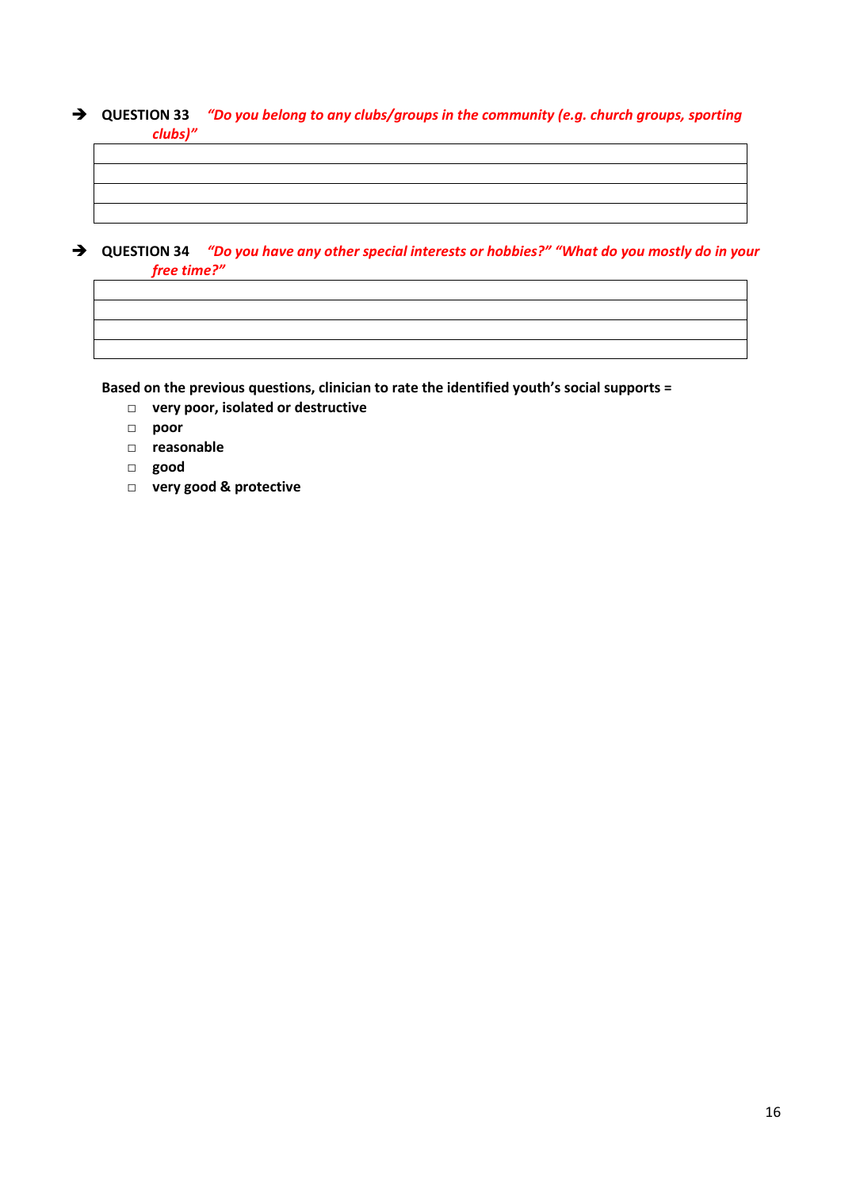➔ **QUESTION 33** ***"Do you belong to any clubs/groups in the community (e.g. church groups, sporting clubs)"***

| |
|---|
| |
| |
| |
| |

➔ **QUESTION 34** ***"Do you have any other special interests or hobbies?" "What do you mostly do in your free time?"***

| |
|---|
| |
| |
| |
| |

**Based on the previous questions, clinician to rate the identified youth's social supports =**

- □ **very poor, isolated or destructive**
- □ **poor**
- □ **reasonable**
- □ **good**
- □ **very good & protective**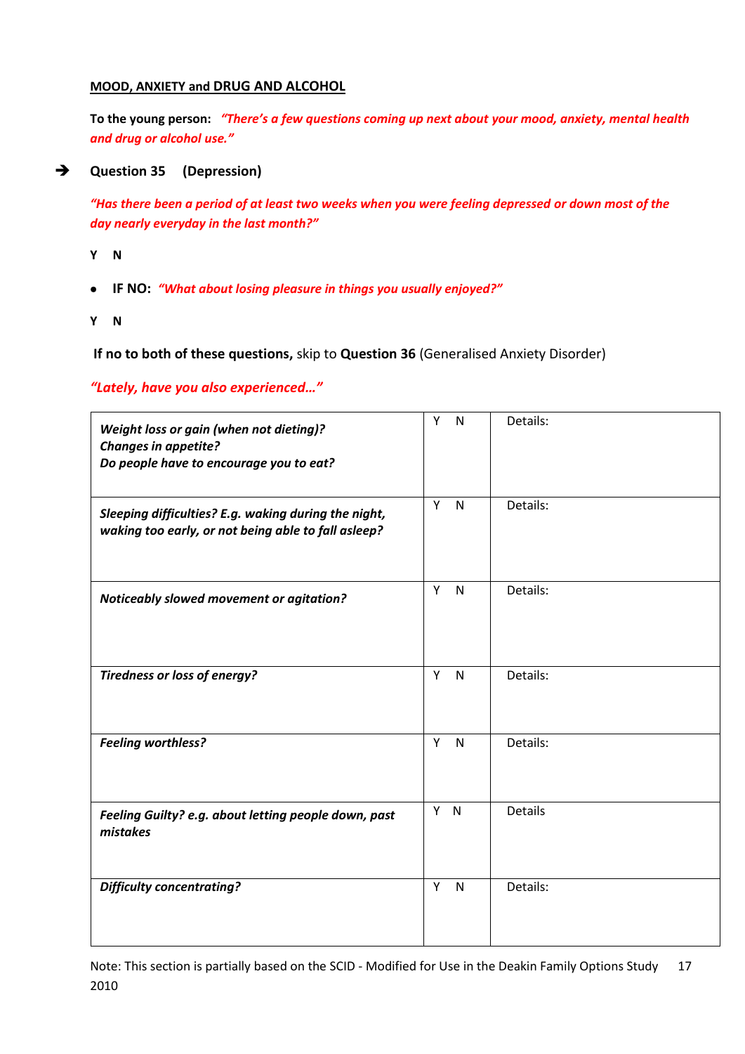## MOOD, ANXIETY and DRUG AND ALCOHOL

**To the young person:** ***"There's a few questions coming up next about your mood, anxiety, mental health and drug or alcohol use."***

➔ **Question 35 (Depression)**

***"Has there been a period of at least two weeks when you were feeling depressed or down most of the day nearly everyday in the last month?"***

**Y N**

- **IF NO:** ***"What about losing pleasure in things you usually enjoyed?"***

**Y N**

**If no to both of these questions,** skip to **Question 36** (Generalised Anxiety Disorder)

***"Lately, have you also experienced…"***

| | | |
|---|---|---|
| ***Weight loss or gain (when not dieting)? Changes in appetite? Do people have to encourage you to eat?*** | Y N | Details: |
| ***Sleeping difficulties? E.g. waking during the night, waking too early, or not being able to fall asleep?*** | Y N | Details: |
| ***Noticeably slowed movement or agitation?*** | Y N | Details: |
| ***Tiredness or loss of energy?*** | Y N | Details: |
| ***Feeling worthless?*** | Y N | Details: |
| ***Feeling Guilty? e.g. about letting people down, past mistakes*** | Y N | Details |
| ***Difficulty concentrating?*** | Y N | Details: |

Note: This section is partially based on the SCID - Modified for Use in the Deakin Family Options Study 2010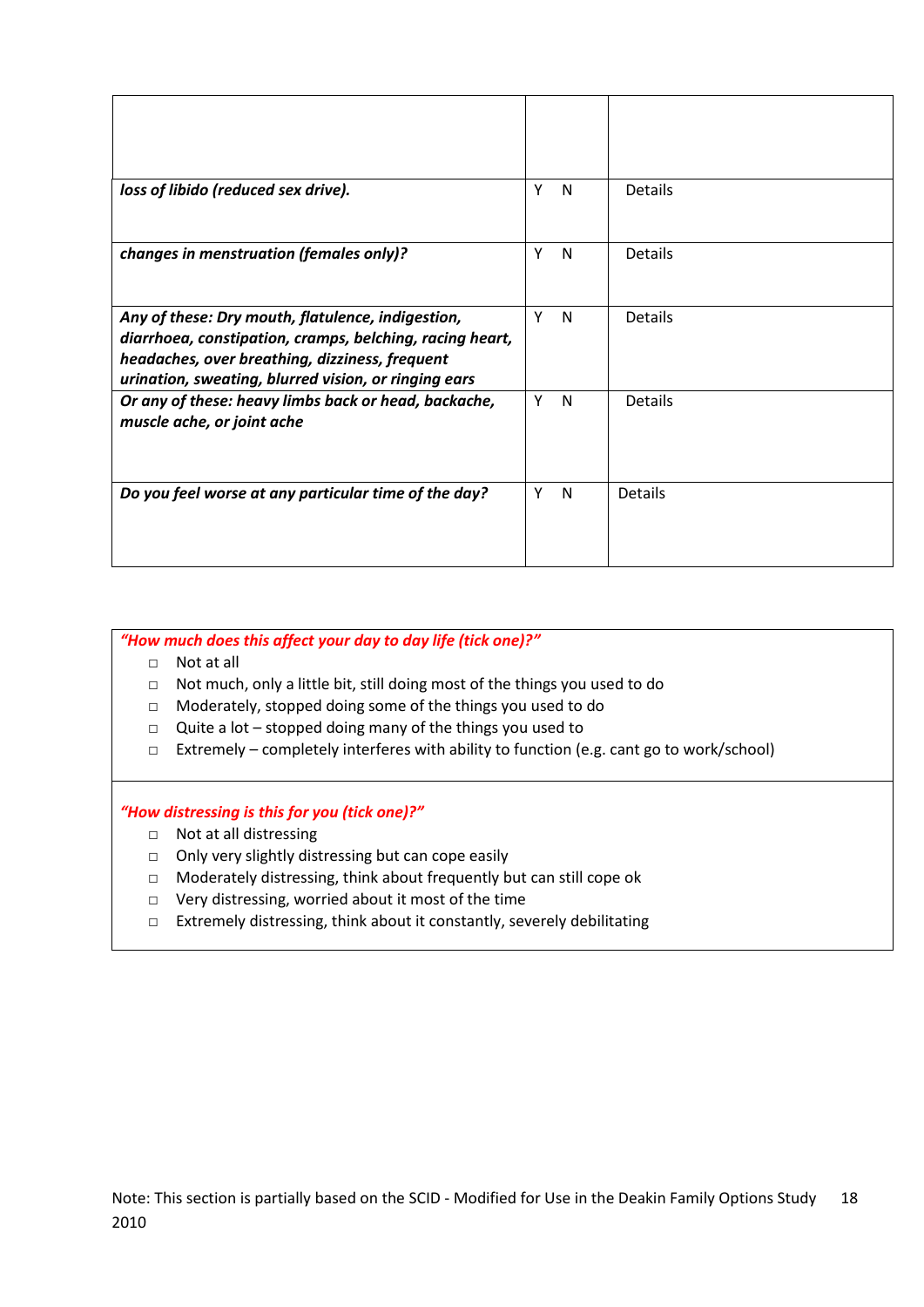| | | |
|---|---|---|
| ***loss of libido (reduced sex drive).*** | Y N | Details |
| ***changes in menstruation (females only)?*** | Y N | Details |
| ***Any of these: Dry mouth, flatulence, indigestion, diarrhoea, constipation, cramps, belching, racing heart, headaches, over breathing, dizziness, frequent urination, sweating, blurred vision, or ringing ears*** | Y N | Details |
| ***Or any of these: heavy limbs back or head, backache, muscle ache, or joint ache*** | Y N | Details |
| ***Do you feel worse at any particular time of the day?*** | Y N | Details |

***"How much does this affect your day to day life (tick one)?"***

- □ Not at all
- □ Not much, only a little bit, still doing most of the things you used to do
- □ Moderately, stopped doing some of the things you used to do
- □ Quite a lot – stopped doing many of the things you used to
- □ Extremely – completely interferes with ability to function (e.g. cant go to work/school)

***"How distressing is this for you (tick one)?"***

- □ Not at all distressing
- □ Only very slightly distressing but can cope easily
- □ Moderately distressing, think about frequently but can still cope ok
- □ Very distressing, worried about it most of the time
- □ Extremely distressing, think about it constantly, severely debilitating

Note: This section is partially based on the SCID - Modified for Use in the Deakin Family Options Study 2010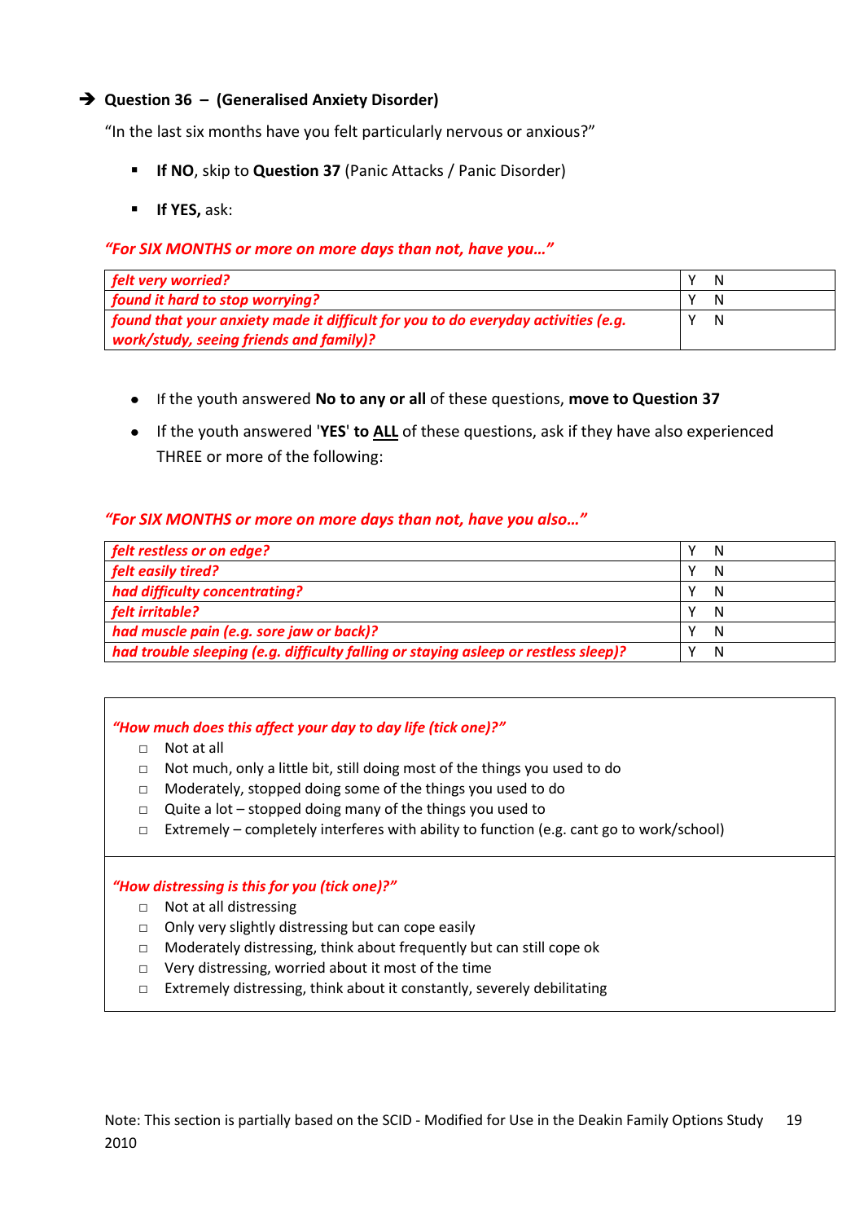➔ **Question 36 – (Generalised Anxiety Disorder)**

"In the last six months have you felt particularly nervous or anxious?"

- **If NO**, skip to **Question 37** (Panic Attacks / Panic Disorder)
- **If YES,** ask:

***"For SIX MONTHS or more on more days than not, have you…"***

| | |
|---|---|
| ***felt very worried?*** | Y N |
| ***found it hard to stop worrying?*** | Y N |
| ***found that your anxiety made it difficult for you to do everyday activities (e.g. work/study, seeing friends and family)?*** | Y N |

- If the youth answered **No to any or all** of these questions, **move to Question 37**
- If the youth answered '**YES**' **to** **ALL** of these questions, ask if they have also experienced THREE or more of the following:

***"For SIX MONTHS or more on more days than not, have you also…"***

| | |
|---|---|
| ***felt restless or on edge?*** | Y N |
| ***felt easily tired?*** | Y N |
| ***had difficulty concentrating?*** | Y N |
| ***felt irritable?*** | Y N |
| ***had muscle pain (e.g. sore jaw or back)?*** | Y N |
| ***had trouble sleeping (e.g. difficulty falling or staying asleep or restless sleep)?*** | Y N |

***"How much does this affect your day to day life (tick one)?"***

- □ Not at all
- □ Not much, only a little bit, still doing most of the things you used to do
- □ Moderately, stopped doing some of the things you used to do
- □ Quite a lot – stopped doing many of the things you used to
- □ Extremely – completely interferes with ability to function (e.g. cant go to work/school)

***"How distressing is this for you (tick one)?"***

- □ Not at all distressing
- □ Only very slightly distressing but can cope easily
- □ Moderately distressing, think about frequently but can still cope ok
- □ Very distressing, worried about it most of the time
- □ Extremely distressing, think about it constantly, severely debilitating

Note: This section is partially based on the SCID - Modified for Use in the Deakin Family Options Study 2010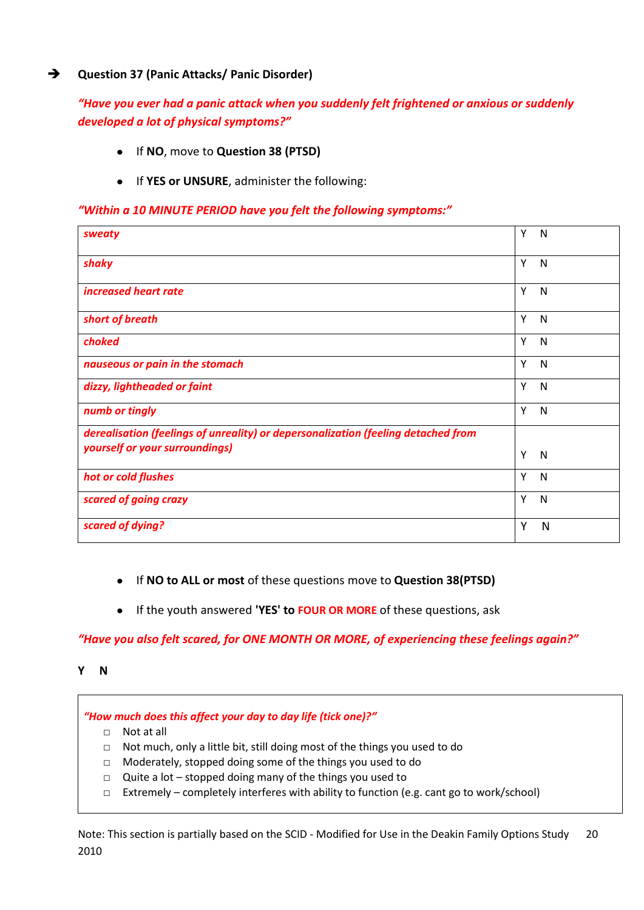➔ **Question 37 (Panic Attacks/ Panic Disorder)**

***"Have you ever had a panic attack when you suddenly felt frightened or anxious or suddenly developed a lot of physical symptoms?"***

- If **NO**, move to **Question 38 (PTSD)**
- If **YES or UNSURE**, administer the following:

***"Within a 10 MINUTE PERIOD have you felt the following symptoms:"***

| | |
|---|---|
| ***sweaty*** | Y N |
| ***shaky*** | Y N |
| ***increased heart rate*** | Y N |
| ***short of breath*** | Y N |
| ***choked*** | Y N |
| ***nauseous or pain in the stomach*** | Y N |
| ***dizzy, lightheaded or faint*** | Y N |
| ***numb or tingly*** | Y N |
| ***derealisation (feelings of unreality) or depersonalization (feeling detached from yourself or your surroundings)*** | Y N |
| ***hot or cold flushes*** | Y N |
| ***scared of going crazy*** | Y N |
| ***scared of dying?*** | Y N |

- If **NO to ALL or most** of these questions move to **Question 38(PTSD)**
- If the youth answered **'YES' to FOUR OR MORE** of these questions, ask

***"Have you also felt scared, for ONE MONTH OR MORE, of experiencing these feelings again?"***

**Y N**

***"How much does this affect your day to day life (tick one)?"***

- □ Not at all
- □ Not much, only a little bit, still doing most of the things you used to do
- □ Moderately, stopped doing some of the things you used to do
- □ Quite a lot – stopped doing many of the things you used to
- □ Extremely – completely interferes with ability to function (e.g. cant go to work/school)

Note: This section is partially based on the SCID - Modified for Use in the Deakin Family Options Study 2010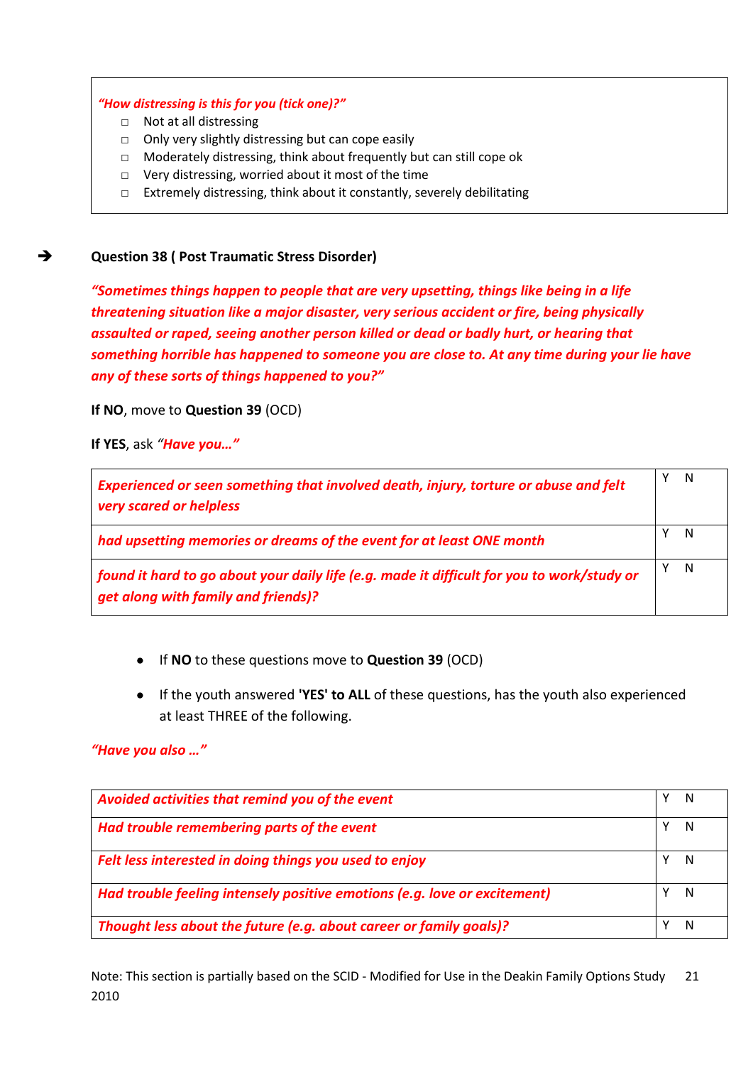| *"How distressing is this for you (tick one)?"* |
|---|
| □ Not at all distressing |
| □ Only very slightly distressing but can cope easily |
| □ Moderately distressing, think about frequently but can still cope ok |
| □ Very distressing, worried about it most of the time |
| □ Extremely distressing, think about it constantly, severely debilitating |

➔ **Question 38 ( Post Traumatic Stress Disorder)**

***"Sometimes things happen to people that are very upsetting, things like being in a life threatening situation like a major disaster, very serious accident or fire, being physically assaulted or raped, seeing another person killed or dead or badly hurt, or hearing that something horrible has happened to someone you are close to. At any time during your lie have any of these sorts of things happened to you?"***

**If NO**, move to **Question 39** (OCD)

**If YES**, ask *"**Have you…**"*

| | |
|---|---|
| ***Experienced or seen something that involved death, injury, torture or abuse and felt very scared or helpless*** | Y N |
| ***had upsetting memories or dreams of the event for at least ONE month*** | Y N |
| ***found it hard to go about your daily life (e.g. made it difficult for you to work/study or get along with family and friends)?*** | Y N |

- If **NO** to these questions move to **Question 39** (OCD)
- If the youth answered **'YES' to ALL** of these questions, has the youth also experienced at least THREE of the following.

***"Have you also …"***

| | |
|---|---|
| ***Avoided activities that remind you of the event*** | Y N |
| ***Had trouble remembering parts of the event*** | Y N |
| ***Felt less interested in doing things you used to enjoy*** | Y N |
| ***Had trouble feeling intensely positive emotions (e.g. love or excitement)*** | Y N |
| ***Thought less about the future (e.g. about career or family goals)?*** | Y N |

Note: This section is partially based on the SCID - Modified for Use in the Deakin Family Options Study 2010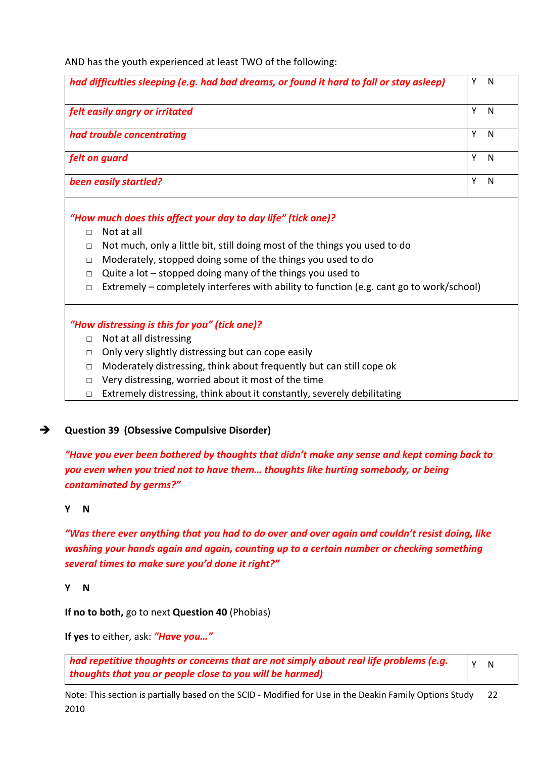AND has the youth experienced at least TWO of the following:

| | |
|---|---|
| ***had difficulties sleeping (e.g. had bad dreams, or found it hard to fall or stay asleep)*** | Y N |
| ***felt easily angry or irritated*** | Y N |
| ***had trouble concentrating*** | Y N |
| ***felt on guard*** | Y N |
| ***been easily startled?*** | Y N |

***"How much does this affect your day to day life" (tick one)?***

- □ Not at all
- □ Not much, only a little bit, still doing most of the things you used to do
- □ Moderately, stopped doing some of the things you used to do
- □ Quite a lot – stopped doing many of the things you used to do
- □ Extremely – completely interferes with ability to function (e.g. cant go to work/school)

***"How distressing is this for you" (tick one)?***

- □ Not at all distressing
- □ Only very slightly distressing but can cope easily
- □ Moderately distressing, think about frequently but can still cope ok
- □ Very distressing, worried about it most of the time
- □ Extremely distressing, think about it constantly, severely debilitating

➔ **Question 39 (Obsessive Compulsive Disorder)**

***"Have you ever been bothered by thoughts that didn't make any sense and kept coming back to you even when you tried not to have them… thoughts like hurting somebody, or being contaminated by germs?"***

**Y N**

***"Was there ever anything that you had to do over and over again and couldn't resist doing, like washing your hands again and again, counting up to a certain number or checking something several times to make sure you'd done it right?"***

**Y N**

**If no to both,** go to next **Question 40** (Phobias)

**If yes** to either, ask: ***"Have you…"***

| | |
|---|---|
| ***had repetitive thoughts or concerns that are not simply about real life problems (e.g. thoughts that you or people close to you will be harmed)*** | Y N |

Note: This section is partially based on the SCID - Modified for Use in the Deakin Family Options Study 2010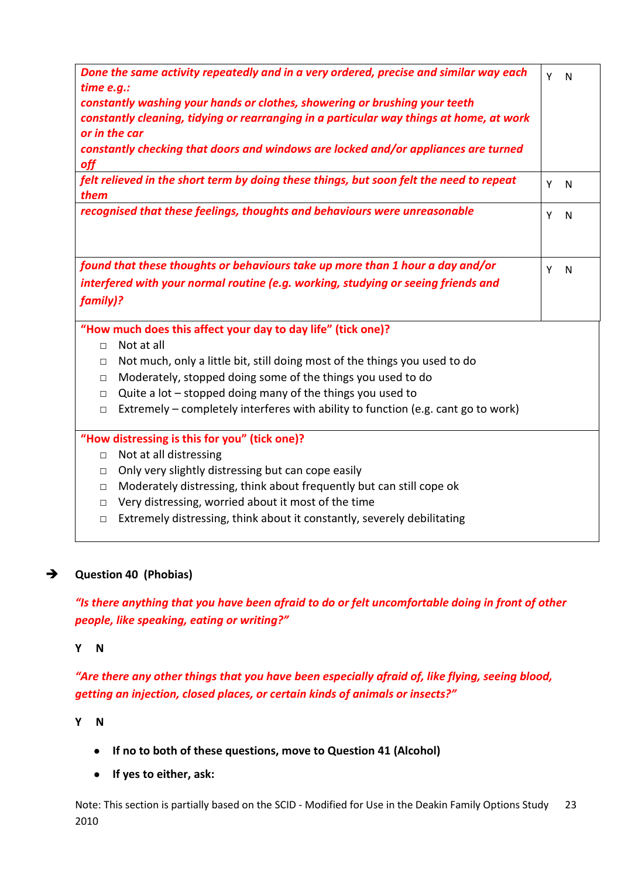| | |
|---|---|
| ***Done the same activity repeatedly and in a very ordered, precise and similar way each time e.g.:*** <br> ***constantly washing your hands or clothes, showering or brushing your teeth*** <br> ***constantly cleaning, tidying or rearranging in a particular way things at home, at work or in the car*** <br> ***constantly checking that doors and windows are locked and/or appliances are turned off*** | Y N |
| ***felt relieved in the short term by doing these things, but soon felt the need to repeat them*** | Y N |
| ***recognised that these feelings, thoughts and behaviours were unreasonable*** | Y N |
| ***found that these thoughts or behaviours take up more than 1 hour a day and/or interfered with your normal routine (e.g. working, studying or seeing friends and family)?*** | Y N |

**"How much does this affect your day to day life" (tick one)?**

- □ Not at all
- □ Not much, only a little bit, still doing most of the things you used to do
- □ Moderately, stopped doing some of the things you used to do
- □ Quite a lot – stopped doing many of the things you used to
- □ Extremely – completely interferes with ability to function (e.g. cant go to work)

**"How distressing is this for you" (tick one)?**

- □ Not at all distressing
- □ Only very slightly distressing but can cope easily
- □ Moderately distressing, think about frequently but can still cope ok
- □ Very distressing, worried about it most of the time
- □ Extremely distressing, think about it constantly, severely debilitating

➔ **Question 40 (Phobias)**

***"Is there anything that you have been afraid to do or felt uncomfortable doing in front of other people, like speaking, eating or writing?"***

**Y N**

***"Are there any other things that you have been especially afraid of, like flying, seeing blood, getting an injection, closed places, or certain kinds of animals or insects?"***

**Y N**

- **If no to both of these questions, move to Question 41 (Alcohol)**
- **If yes to either, ask:**

Note: This section is partially based on the SCID - Modified for Use in the Deakin Family Options Study 2010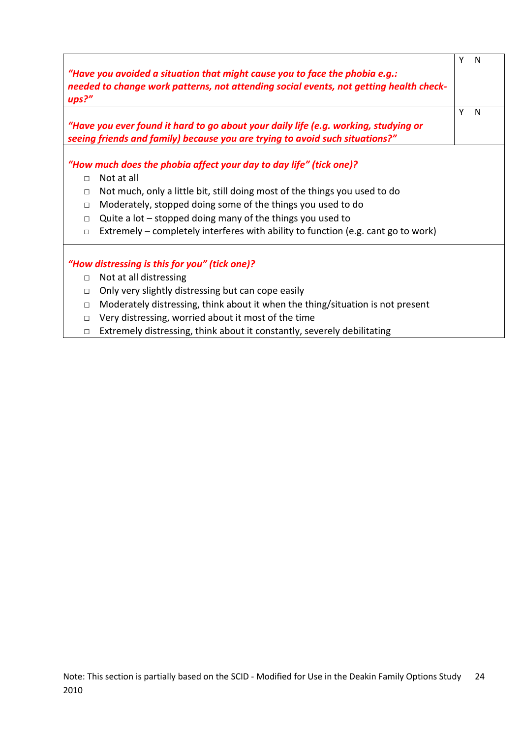| | |
|---|---|
| ***"Have you avoided a situation that might cause you to face the phobia e.g.: needed to change work patterns, not attending social events, not getting health check-ups?"*** | Y N |
| ***"Have you ever found it hard to go about your daily life (e.g. working, studying or seeing friends and family) because you are trying to avoid such situations?"*** | Y N |

***"How much does the phobia affect your day to day life" (tick one)?***

- □ Not at all
- □ Not much, only a little bit, still doing most of the things you used to do
- □ Moderately, stopped doing some of the things you used to do
- □ Quite a lot – stopped doing many of the things you used to
- □ Extremely – completely interferes with ability to function (e.g. cant go to work)

***"How distressing is this for you" (tick one)?***

- □ Not at all distressing
- □ Only very slightly distressing but can cope easily
- □ Moderately distressing, think about it when the thing/situation is not present
- □ Very distressing, worried about it most of the time
- □ Extremely distressing, think about it constantly, severely debilitating

Note: This section is partially based on the SCID - Modified for Use in the Deakin Family Options Study 2010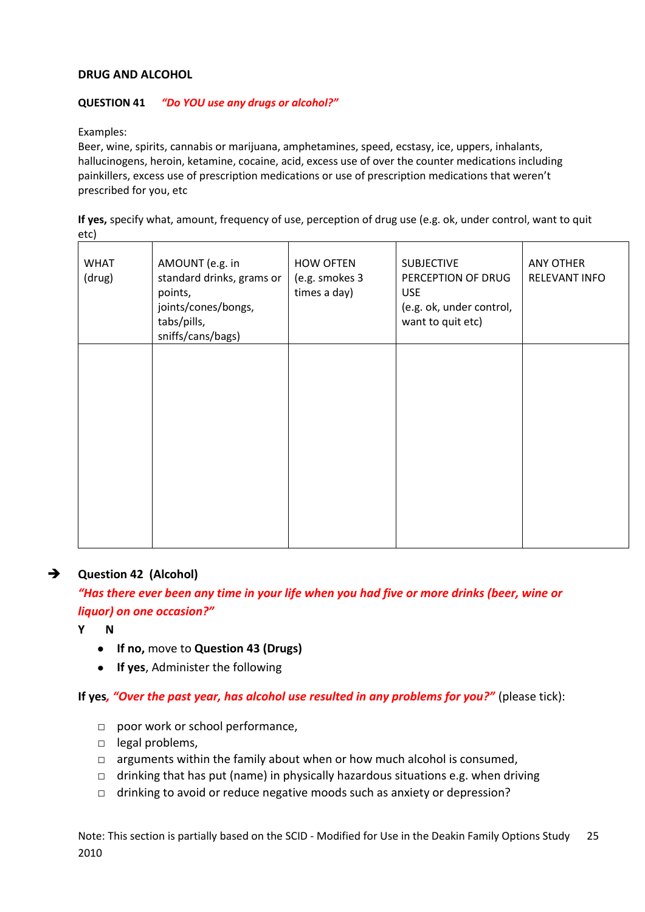**DRUG AND ALCOHOL**

**QUESTION 41** *"Do YOU use any drugs or alcohol?"*

Examples:
Beer, wine, spirits, cannabis or marijuana, amphetamines, speed, ecstasy, ice, uppers, inhalants, hallucinogens, heroin, ketamine, cocaine, acid, excess use of over the counter medications including painkillers, excess use of prescription medications or use of prescription medications that weren't prescribed for you, etc

**If yes,** specify what, amount, frequency of use, perception of drug use (e.g. ok, under control, want to quit etc)

| WHAT (drug) | AMOUNT (e.g. in standard drinks, grams or points, joints/cones/bongs, tabs/pills, sniffs/cans/bags) | HOW OFTEN (e.g. smokes 3 times a day) | SUBJECTIVE PERCEPTION OF DRUG USE (e.g. ok, under control, want to quit etc) | ANY OTHER RELEVANT INFO |
|---|---|---|---|---|
| | | | | |

➔ **Question 42 (Alcohol)**

***"Has there ever been any time in your life when you had five or more drinks (beer, wine or liquor) on one occasion?"***

**Y N**

- **If no,** move to **Question 43 (Drugs)**
- **If yes**, Administer the following

**If yes**, ***"Over the past year, has alcohol use resulted in any problems for you?"*** (please tick):

- □ poor work or school performance,
- □ legal problems,
- □ arguments within the family about when or how much alcohol is consumed,
- □ drinking that has put (name) in physically hazardous situations e.g. when driving
- □ drinking to avoid or reduce negative moods such as anxiety or depression?

Note: This section is partially based on the SCID - Modified for Use in the Deakin Family Options Study 2010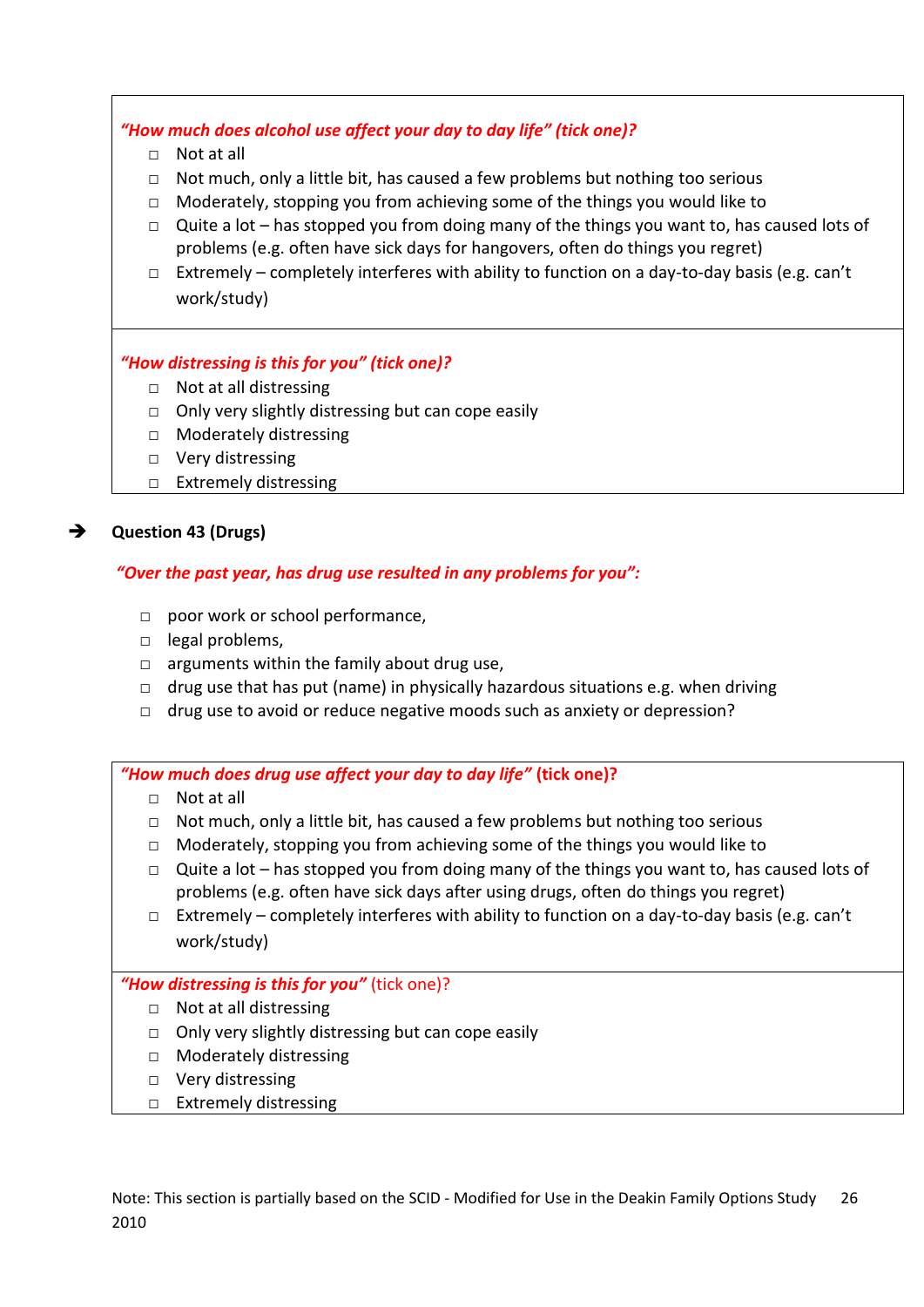***"How much does alcohol use affect your day to day life" (tick one)?***

- □ Not at all
- □ Not much, only a little bit, has caused a few problems but nothing too serious
- □ Moderately, stopping you from achieving some of the things you would like to
- □ Quite a lot – has stopped you from doing many of the things you want to, has caused lots of problems (e.g. often have sick days for hangovers, often do things you regret)
- □ Extremely – completely interferes with ability to function on a day-to-day basis (e.g. can't work/study)

***"How distressing is this for you" (tick one)?***

- □ Not at all distressing
- □ Only very slightly distressing but can cope easily
- □ Moderately distressing
- □ Very distressing
- □ Extremely distressing

➔ **Question 43 (Drugs)**

***"Over the past year, has drug use resulted in any problems for you":***

- □ poor work or school performance,
- □ legal problems,
- □ arguments within the family about drug use,
- □ drug use that has put (name) in physically hazardous situations e.g. when driving
- □ drug use to avoid or reduce negative moods such as anxiety or depression?

***"How much does drug use affect your day to day life"* (tick one)?**

- □ Not at all
- □ Not much, only a little bit, has caused a few problems but nothing too serious
- □ Moderately, stopping you from achieving some of the things you would like to
- □ Quite a lot – has stopped you from doing many of the things you want to, has caused lots of problems (e.g. often have sick days after using drugs, often do things you regret)
- □ Extremely – completely interferes with ability to function on a day-to-day basis (e.g. can't work/study)

***"How distressing is this for you"*** (tick one)?

- □ Not at all distressing
- □ Only very slightly distressing but can cope easily
- □ Moderately distressing
- □ Very distressing
- □ Extremely distressing

Note: This section is partially based on the SCID - Modified for Use in the Deakin Family Options Study 2010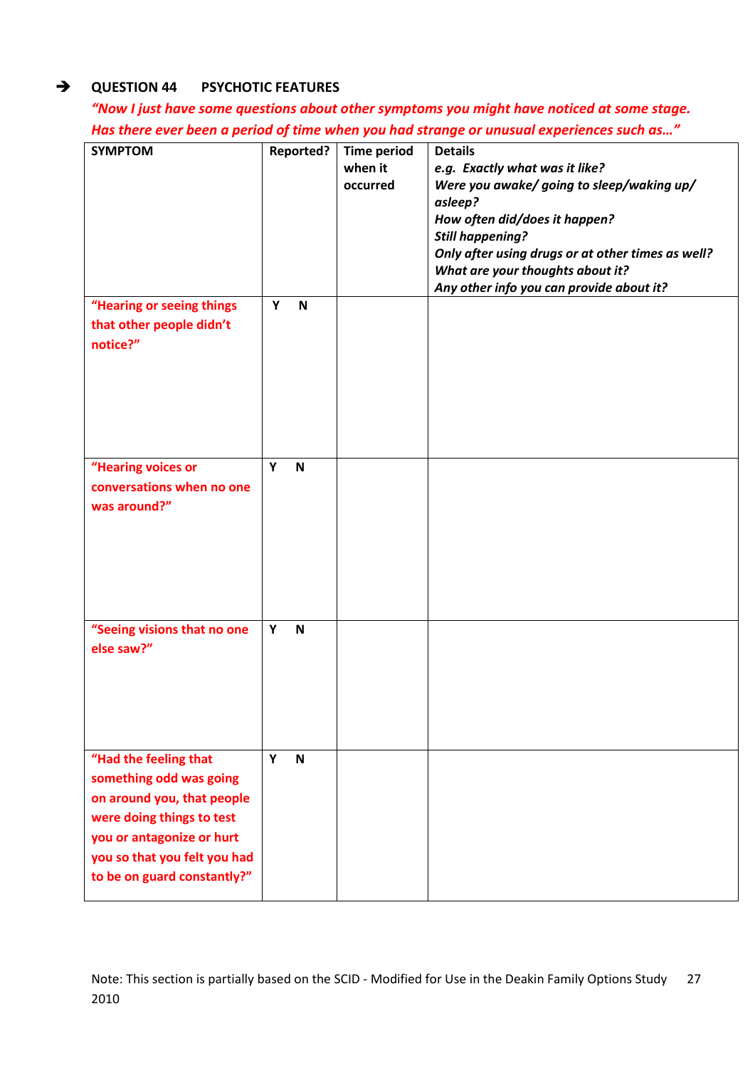### ➔ QUESTION 44 PSYCHOTIC FEATURES

*"Now I just have some questions about other symptoms you might have noticed at some stage. Has there ever been a period of time when you had strange or unusual experiences such as…"*

| SYMPTOM | Reported? | Time period when it occurred | Details<br>*e.g. Exactly what was it like?*<br>*Were you awake/ going to sleep/waking up/ asleep?*<br>*How often did/does it happen?*<br>*Still happening?*<br>*Only after using drugs or at other times as well?*<br>*What are your thoughts about it?*<br>*Any other info you can provide about it?* |
|---|---|---|---|
| **"Hearing or seeing things that other people didn't notice?"** | **Y N** | | |
| **"Hearing voices or conversations when no one was around?"** | **Y N** | | |
| **"Seeing visions that no one else saw?"** | **Y N** | | |
| **"Had the feeling that something odd was going on around you, that people were doing things to test you or antagonize or hurt you so that you felt you had to be on guard constantly?"** | **Y N** | | |

Note: This section is partially based on the SCID - Modified for Use in the Deakin Family Options Study 2010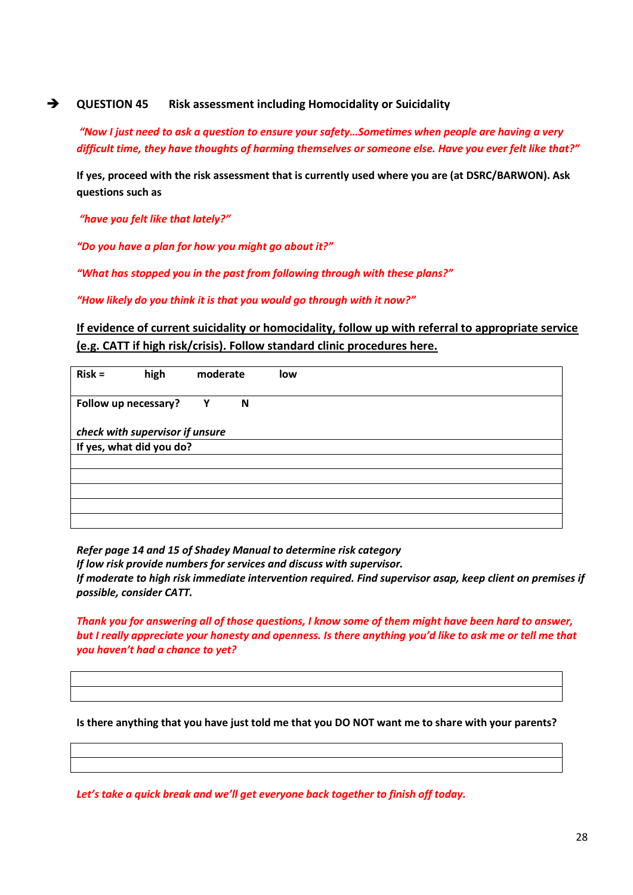➔ **QUESTION 45 Risk assessment including Homocidality or Suicidality**

*"Now I just need to ask a question to ensure your safety…Sometimes when people are having a very difficult time, they have thoughts of harming themselves or someone else. Have you ever felt like that?"*

**If yes, proceed with the risk assessment that is currently used where you are (at DSRC/BARWON). Ask questions such as**

*"have you felt like that lately?"*

*"Do you have a plan for how you might go about it?"*

*"What has stopped you in the past from following through with these plans?"*

*"How likely do you think it is that you would go through with it now?"*

**<u>If evidence of current suicidality or homocidality, follow up with referral to appropriate service (e.g. CATT if high risk/crisis). Follow standard clinic procedures here.</u>**

| **Risk =** **high** **moderate** **low** |
|---|
| **Follow up necessary?** **Y** **N** <br> ***check with supervisor if unsure*** |
| **If yes, what did you do?** |
| |
| |
| |
| |
| |

***Refer page 14 and 15 of Shadey Manual to determine risk category***
***If low risk provide numbers for services and discuss with supervisor.***
***If moderate to high risk immediate intervention required. Find supervisor asap, keep client on premises if possible, consider CATT.***

*Thank you for answering all of those questions, I know some of them might have been hard to answer, but I really appreciate your honesty and openness. Is there anything you'd like to ask me or tell me that you haven't had a chance to yet?*

| |
|---|
| |

**Is there anything that you have just told me that you DO NOT want me to share with your parents?**

| |
|---|
| |

*Let's take a quick break and we'll get everyone back together to finish off today.*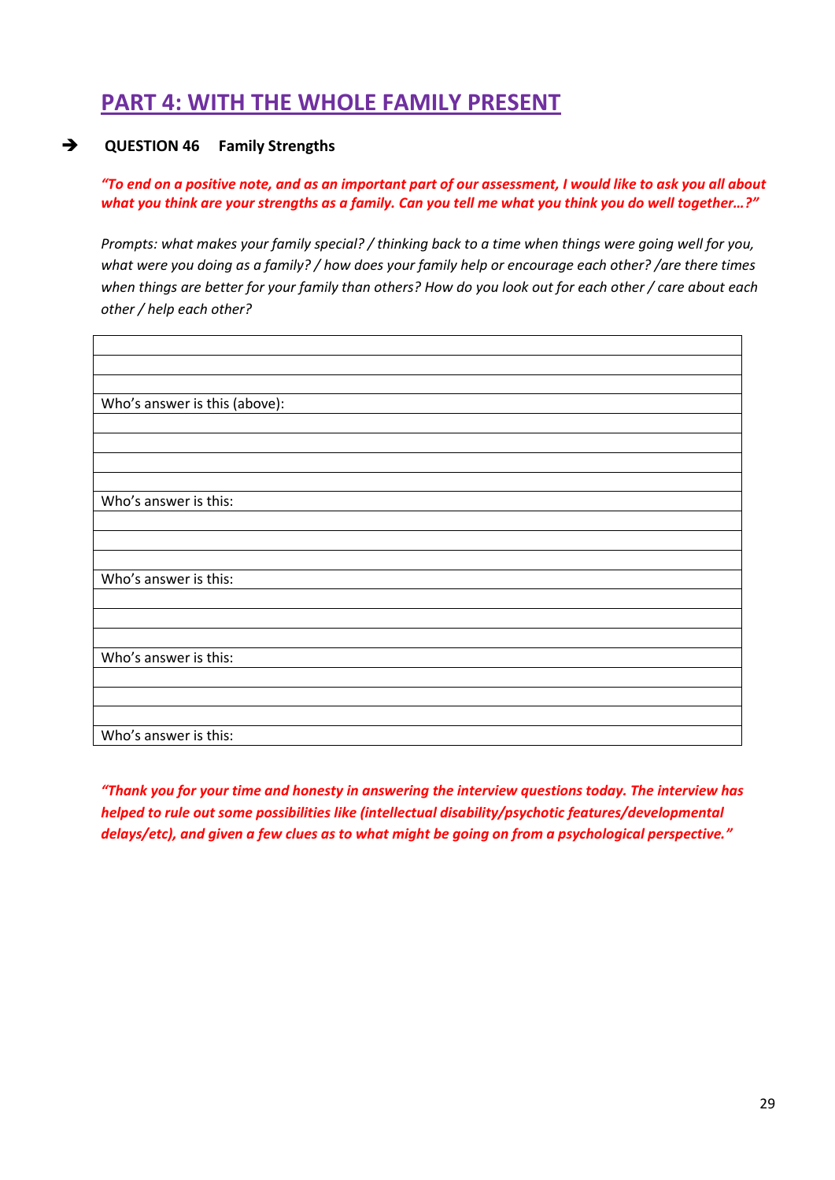## PART 4: WITH THE WHOLE FAMILY PRESENT

➔ **QUESTION 46 Family Strengths**

***"To end on a positive note, and as an important part of our assessment, I would like to ask you all about what you think are your strengths as a family. Can you tell me what you think you do well together…?"***

*Prompts: what makes your family special? / thinking back to a time when things were going well for you, what were you doing as a family? / how does your family help or encourage each other? /are there times when things are better for your family than others? How do you look out for each other / care about each other / help each other?*

| |
|---|
| |
| |
| |
| Who's answer is this (above): |
| |
| |
| |
| |
| Who's answer is this: |
| |
| |
| |
| Who's answer is this: |
| |
| |
| |
| Who's answer is this: |
| |
| |
| |
| Who's answer is this: |

***"Thank you for your time and honesty in answering the interview questions today. The interview has helped to rule out some possibilities like (intellectual disability/psychotic features/developmental delays/etc), and given a few clues as to what might be going on from a psychological perspective."***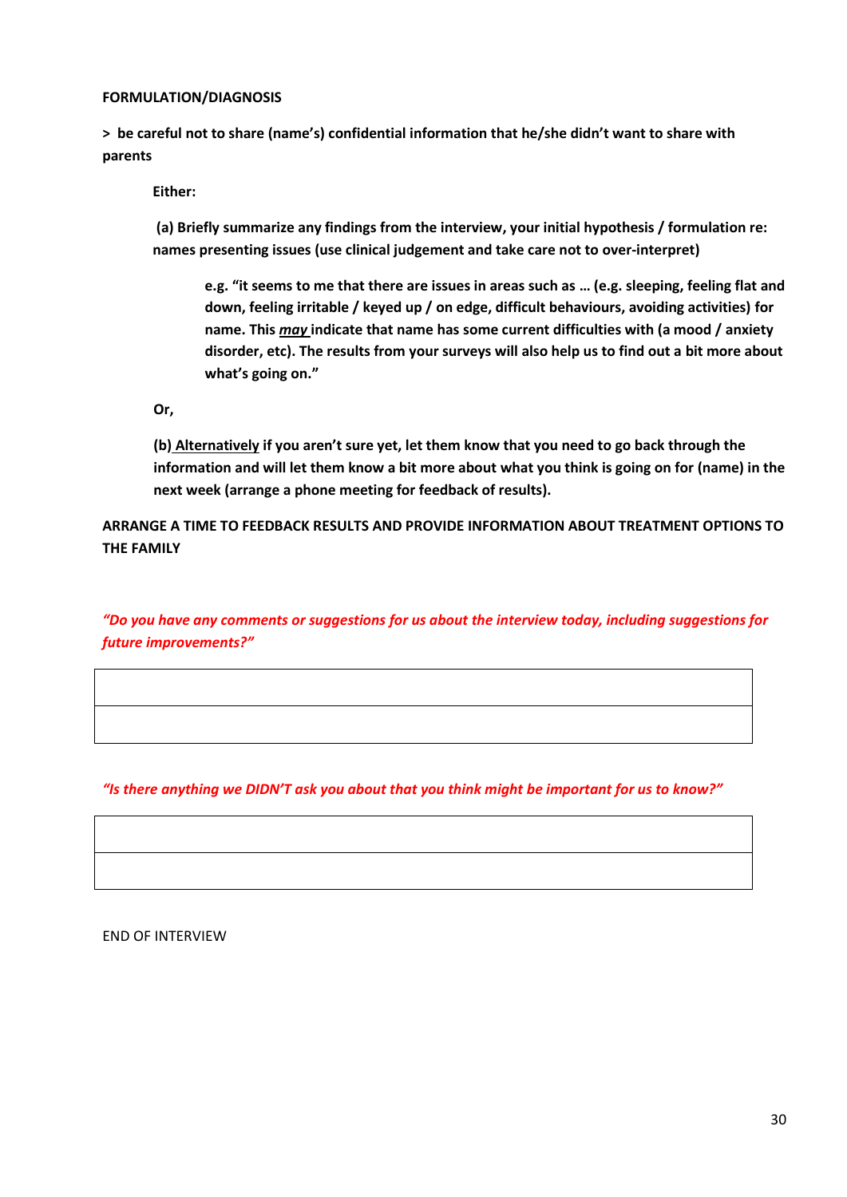**FORMULATION/DIAGNOSIS**

**> be careful not to share (name's) confidential information that he/she didn't want to share with parents**

**Either:**

**(a) Briefly summarize any findings from the interview, your initial hypothesis / formulation re: names presenting issues (use clinical judgement and take care not to over-interpret)**

> **e.g. "it seems to me that there are issues in areas such as … (e.g. sleeping, feeling flat and down, feeling irritable / keyed up / on edge, difficult behaviours, avoiding activities) for name. This *<u>may</u>* indicate that name has some current difficulties with (a mood / anxiety disorder, etc). The results from your surveys will also help us to find out a bit more about what's going on."**

**Or,**

**(b) <u>Alternatively</u> if you aren't sure yet, let them know that you need to go back through the information and will let them know a bit more about what you think is going on for (name) in the next week (arrange a phone meeting for feedback of results).**

**ARRANGE A TIME TO FEEDBACK RESULTS AND PROVIDE INFORMATION ABOUT TREATMENT OPTIONS TO THE FAMILY**

***"Do you have any comments or suggestions for us about the interview today, including suggestions for future improvements?"***

| |
|---|
| |

***"Is there anything we DIDN'T ask you about that you think might be important for us to know?"***

| |
|---|
| |

END OF INTERVIEW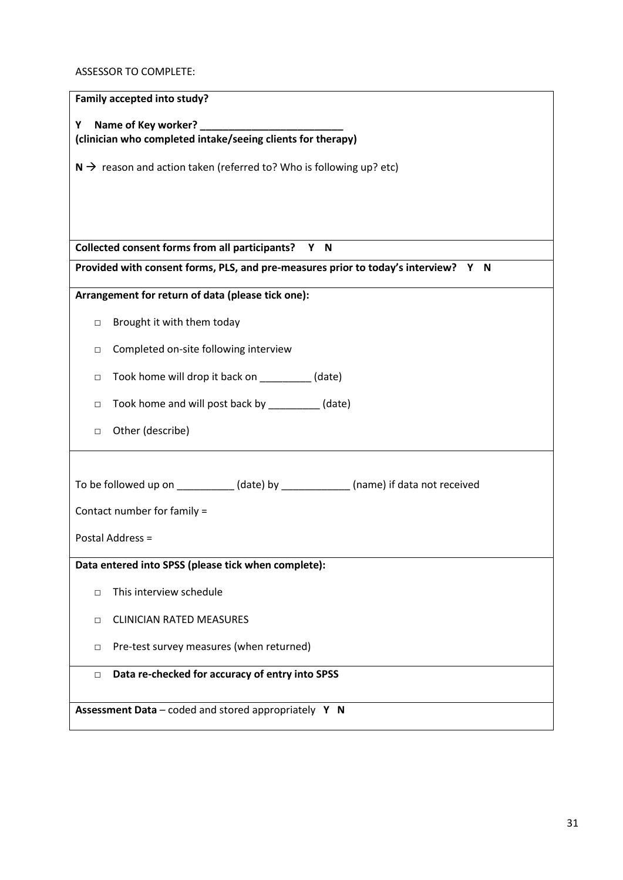ASSESSOR TO COMPLETE:

**Family accepted into study?**

**Y  Name of Key worker? _________________________**
**(clinician who completed intake/seeing clients for therapy)**

**N** → reason and action taken (referred to? Who is following up? etc)

**Collected consent forms from all participants?  Y  N**

**Provided with consent forms, PLS, and pre-measures prior to today's interview?  Y  N**

**Arrangement for return of data (please tick one):**

- □ Brought it with them today
- □ Completed on-site following interview
- □ Took home will drop it back on _________ (date)
- □ Took home and will post back by _________ (date)
- □ Other (describe)

To be followed up on __________ (date) by ____________ (name) if data not received

Contact number for family =

Postal Address =

**Data entered into SPSS (please tick when complete):**

- □ This interview schedule
- □ CLINICIAN RATED MEASURES
- □ Pre-test survey measures (when returned)

□ **Data re-checked for accuracy of entry into SPSS**

**Assessment Data** – coded and stored appropriately **Y  N**